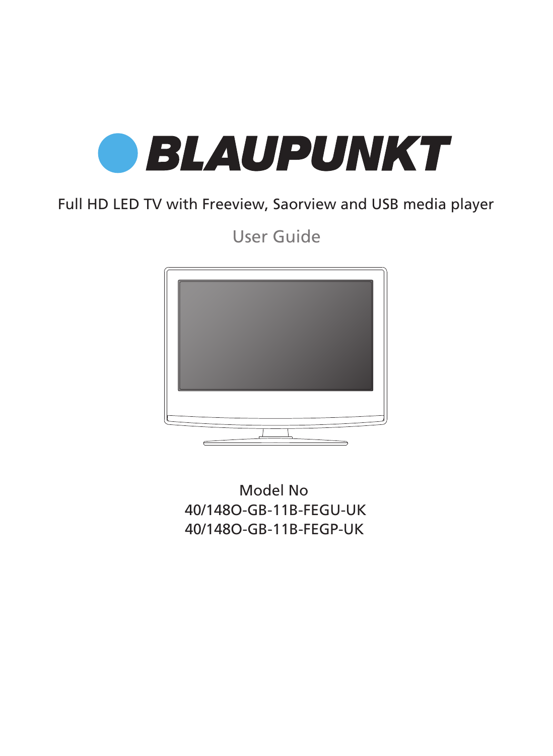# BLAUPUNKT

Full HD LED TV with Freeview, Saorview and USB media player

User Guide

Model No

40/148O-GB-11B-FEGU-UK

40/148O-GB-11B-FEGP-UK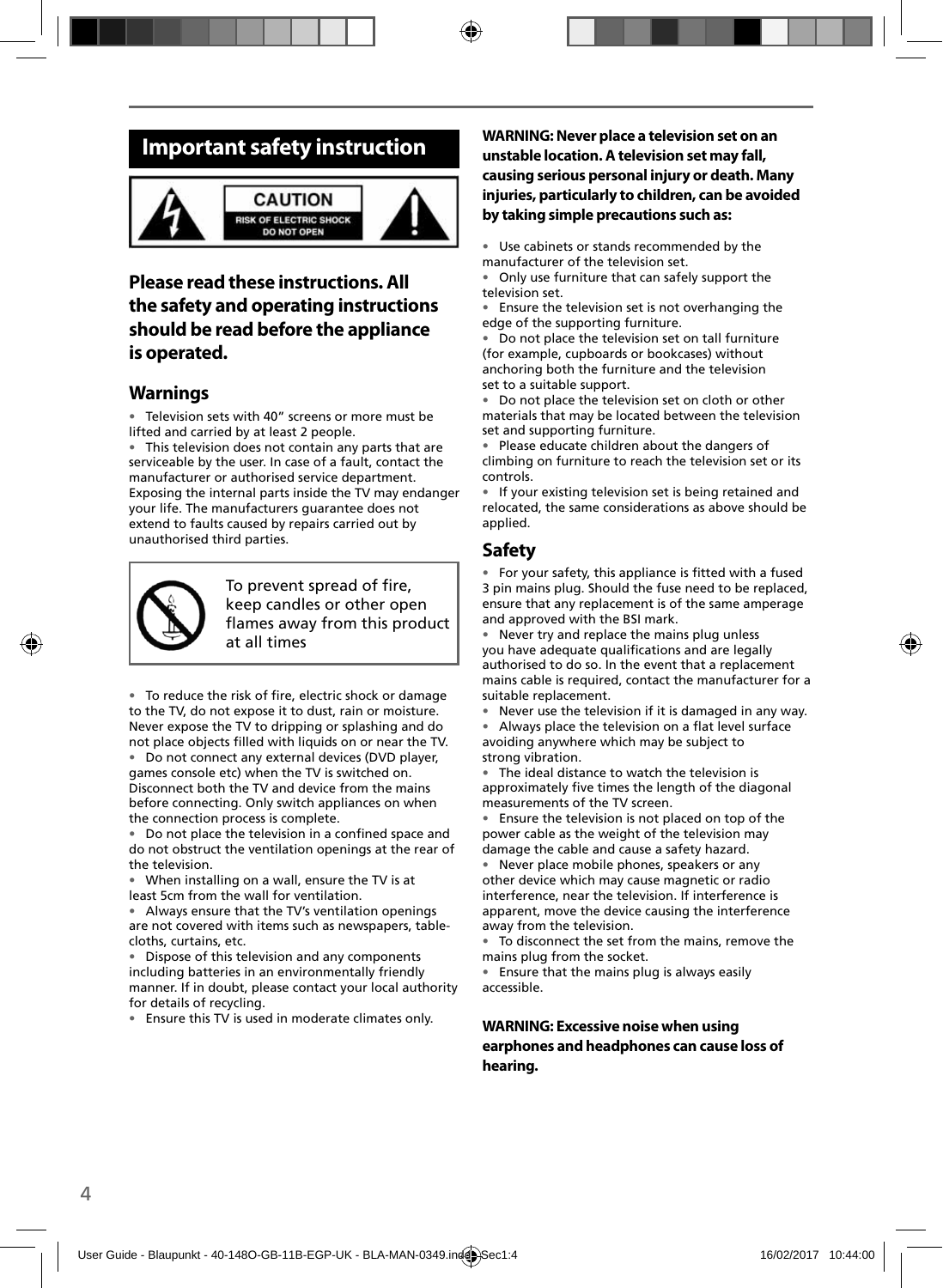# Important safety instruction

CAUTION
RISK OF ELECTRIC SHOCK
DO NOT OPEN

## Please read these instructions. All the safety and operating instructions should be read before the appliance is operated.

### Warnings

- Television sets with 40" screens or more must be lifted and carried by at least 2 people.
- This television does not contain any parts that are serviceable by the user. In case of a fault, contact the manufacturer or authorised service department. Exposing the internal parts inside the TV may endanger your life. The manufacturers guarantee does not extend to faults caused by repairs carried out by unauthorised third parties.

To prevent spread of fire, keep candles or other open flames away from this product at all times

- To reduce the risk of fire, electric shock or damage to the TV, do not expose it to dust, rain or moisture. Never expose the TV to dripping or splashing and do not place objects filled with liquids on or near the TV.
- Do not connect any external devices (DVD player, games console etc) when the TV is switched on. Disconnect both the TV and device from the mains before connecting. Only switch appliances on when the connection process is complete.
- Do not place the television in a confined space and do not obstruct the ventilation openings at the rear of the television.
- When installing on a wall, ensure the TV is at least 5cm from the wall for ventilation.
- Always ensure that the TV's ventilation openings are not covered with items such as newspapers, table-cloths, curtains, etc.
- Dispose of this television and any components including batteries in an environmentally friendly manner. If in doubt, please contact your local authority for details of recycling.
- Ensure this TV is used in moderate climates only.

**WARNING: Never place a television set on an unstable location. A television set may fall, causing serious personal injury or death. Many injuries, particularly to children, can be avoided by taking simple precautions such as:**

- Use cabinets or stands recommended by the manufacturer of the television set.
- Only use furniture that can safely support the television set.
- Ensure the television set is not overhanging the edge of the supporting furniture.
- Do not place the television set on tall furniture (for example, cupboards or bookcases) without anchoring both the furniture and the television set to a suitable support.
- Do not place the television set on cloth or other materials that may be located between the television set and supporting furniture.
- Please educate children about the dangers of climbing on furniture to reach the television set or its controls.
- If your existing television set is being retained and relocated, the same considerations as above should be applied.

### Safety

- For your safety, this appliance is fitted with a fused 3 pin mains plug. Should the fuse need to be replaced, ensure that any replacement is of the same amperage and approved with the BSI mark.
- Never try and replace the mains plug unless you have adequate qualifications and are legally authorised to do so. In the event that a replacement mains cable is required, contact the manufacturer for a suitable replacement.
- Never use the television if it is damaged in any way.
- Always place the television on a flat level surface avoiding anywhere which may be subject to strong vibration.
- The ideal distance to watch the television is approximately five times the length of the diagonal measurements of the TV screen.
- Ensure the television is not placed on top of the power cable as the weight of the television may damage the cable and cause a safety hazard.
- Never place mobile phones, speakers or any other device which may cause magnetic or radio interference, near the television. If interference is apparent, move the device causing the interference away from the television.
- To disconnect the set from the mains, remove the mains plug from the socket.
- Ensure that the mains plug is always easily accessible.

**WARNING: Excessive noise when using earphones and headphones can cause loss of hearing.**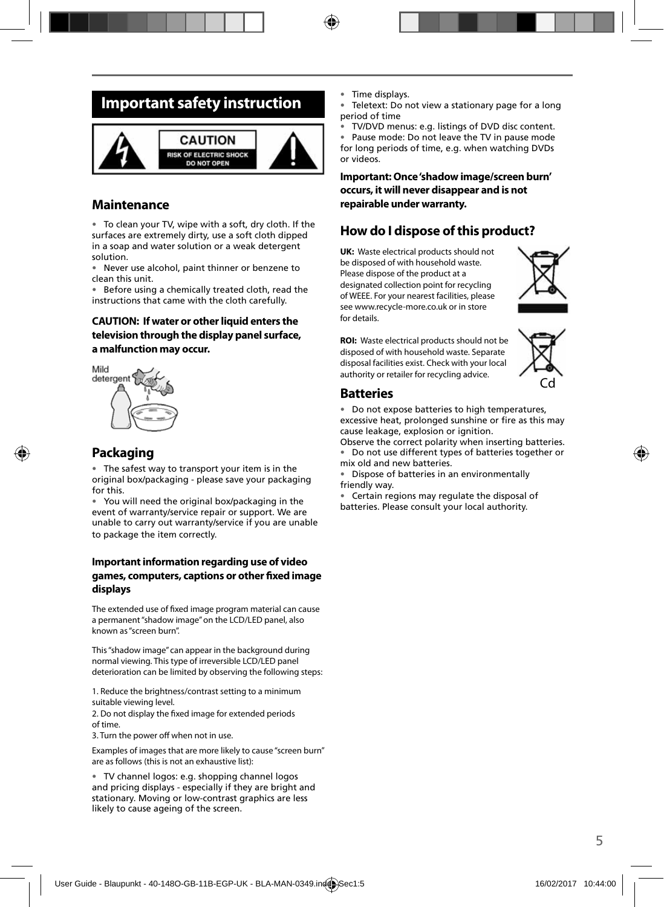# Important safety instruction

CAUTION
RISK OF ELECTRIC SHOCK
DO NOT OPEN

## Maintenance

- To clean your TV, wipe with a soft, dry cloth. If the surfaces are extremely dirty, use a soft cloth dipped in a soap and water solution or a weak detergent solution.
- Never use alcohol, paint thinner or benzene to clean this unit.
- Before using a chemically treated cloth, read the instructions that came with the cloth carefully.

**CAUTION: If water or other liquid enters the television through the display panel surface, a malfunction may occur.**

Mild detergent

## Packaging

- The safest way to transport your item is in the original box/packaging - please save your packaging for this.
- You will need the original box/packaging in the event of warranty/service repair or support. We are unable to carry out warranty/service if you are unable to package the item correctly.

### Important information regarding use of video games, computers, captions or other fixed image displays

The extended use of fixed image program material can cause a permanent "shadow image" on the LCD/LED panel, also known as "screen burn".

This "shadow image" can appear in the background during normal viewing. This type of irreversible LCD/LED panel deterioration can be limited by observing the following steps:

1. Reduce the brightness/contrast setting to a minimum suitable viewing level.
2. Do not display the fixed image for extended periods of time.
3. Turn the power off when not in use.

Examples of images that are more likely to cause "screen burn" are as follows (this is not an exhaustive list):

- TV channel logos: e.g. shopping channel logos and pricing displays - especially if they are bright and stationary. Moving or low-contrast graphics are less likely to cause ageing of the screen.
- Time displays.
- Teletext: Do not view a stationary page for a long period of time
- TV/DVD menus: e.g. listings of DVD disc content.
- Pause mode: Do not leave the TV in pause mode for long periods of time, e.g. when watching DVDs or videos.

**Important: Once 'shadow image/screen burn' occurs, it will never disappear and is not repairable under warranty.**

## How do I dispose of this product?

**UK:** Waste electrical products should not be disposed of with household waste. Please dispose of the product at a designated collection point for recycling of WEEE. For your nearest facilities, please see www.recycle-more.co.uk or in store for details.

**ROI:** Waste electrical products should not be disposed of with household waste. Separate disposal facilities exist. Check with your local authority or retailer for recycling advice.

Cd

## Batteries

- Do not expose batteries to high temperatures, excessive heat, prolonged sunshine or fire as this may cause leakage, explosion or ignition.

Observe the correct polarity when inserting batteries.

- Do not use different types of batteries together or mix old and new batteries.
- Dispose of batteries in an environmentally friendly way.
- Certain regions may regulate the disposal of batteries. Please consult your local authority.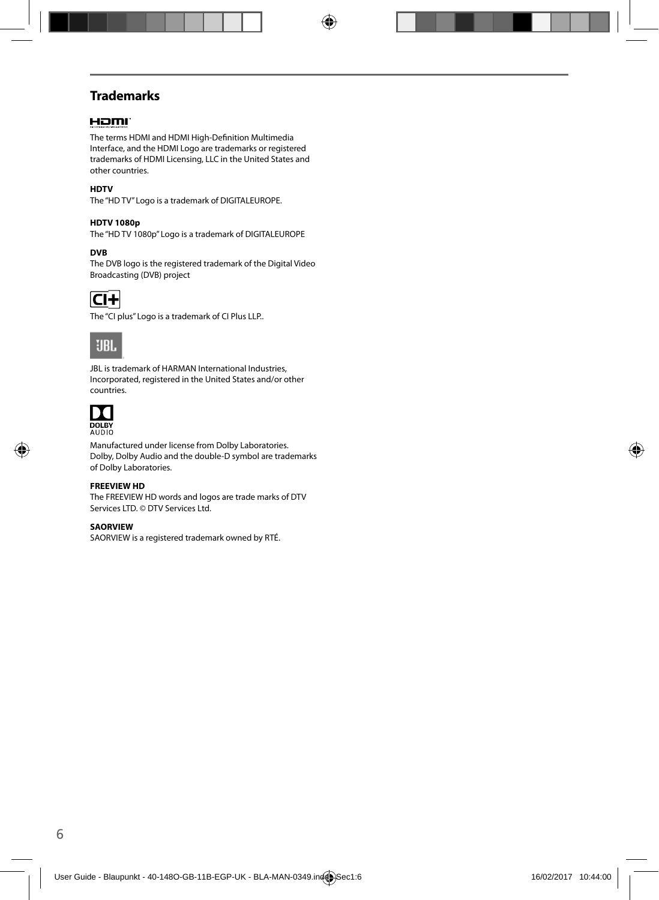## Trademarks

The terms HDMI and HDMI High-Definition Multimedia Interface, and the HDMI Logo are trademarks or registered trademarks of HDMI Licensing, LLC in the United States and other countries.

**HDTV**

The "HD TV" Logo is a trademark of DIGITALEUROPE.

**HDTV 1080p**

The "HD TV 1080p" Logo is a trademark of DIGITALEUROPE

**DVB**

The DVB logo is the registered trademark of the Digital Video Broadcasting (DVB) project

The "CI plus" Logo is a trademark of CI Plus LLP..

JBL is trademark of HARMAN International Industries, Incorporated, registered in the United States and/or other countries.

Manufactured under license from Dolby Laboratories. Dolby, Dolby Audio and the double-D symbol are trademarks of Dolby Laboratories.

**FREEVIEW HD**

The FREEVIEW HD words and logos are trade marks of DTV Services LTD. © DTV Services Ltd.

**SAORVIEW**

SAORVIEW is a registered trademark owned by RTÉ.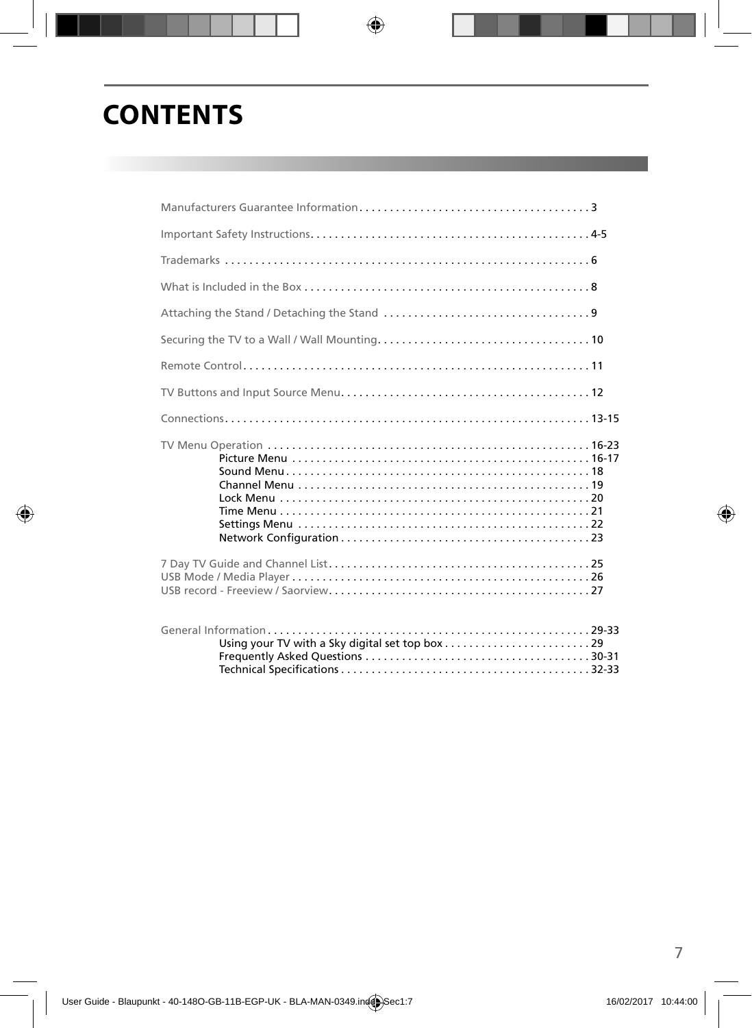# CONTENTS

Manufacturers Guarantee Information . . . . . . . . . . . . . . . . . . . . . . . . . . . . . . . . . . . . . . 3

Important Safety Instructions . . . . . . . . . . . . . . . . . . . . . . . . . . . . . . . . . . . . . . . . . . . . . 4-5

Trademarks . . . . . . . . . . . . . . . . . . . . . . . . . . . . . . . . . . . . . . . . . . . . . . . . . . . . . . . . . . . 6

What is Included in the Box . . . . . . . . . . . . . . . . . . . . . . . . . . . . . . . . . . . . . . . . . . . . . . . 8

Attaching the Stand / Detaching the Stand . . . . . . . . . . . . . . . . . . . . . . . . . . . . . . . . . . 9

Securing the TV to a Wall / Wall Mounting . . . . . . . . . . . . . . . . . . . . . . . . . . . . . . . . . . . 10

Remote Control . . . . . . . . . . . . . . . . . . . . . . . . . . . . . . . . . . . . . . . . . . . . . . . . . . . . . . . . 11

TV Buttons and Input Source Menu . . . . . . . . . . . . . . . . . . . . . . . . . . . . . . . . . . . . . . . . . 12

Connections . . . . . . . . . . . . . . . . . . . . . . . . . . . . . . . . . . . . . . . . . . . . . . . . . . . . . . . . . . . 13-15

TV Menu Operation . . . . . . . . . . . . . . . . . . . . . . . . . . . . . . . . . . . . . . . . . . . . . . . . . . . . 16-23
- Picture Menu . . . . . . . . . . . . . . . . . . . . . . . . . . . . . . . . . . . . . . . . . . . . . . . . . 16-17
- Sound Menu . . . . . . . . . . . . . . . . . . . . . . . . . . . . . . . . . . . . . . . . . . . . . . . . . . 18
- Channel Menu . . . . . . . . . . . . . . . . . . . . . . . . . . . . . . . . . . . . . . . . . . . . . . . . 19
- Lock Menu . . . . . . . . . . . . . . . . . . . . . . . . . . . . . . . . . . . . . . . . . . . . . . . . . . . 20
- Time Menu . . . . . . . . . . . . . . . . . . . . . . . . . . . . . . . . . . . . . . . . . . . . . . . . . . . 21
- Settings Menu . . . . . . . . . . . . . . . . . . . . . . . . . . . . . . . . . . . . . . . . . . . . . . . . 22
- Network Configuration . . . . . . . . . . . . . . . . . . . . . . . . . . . . . . . . . . . . . . . . . 23

7 Day TV Guide and Channel List . . . . . . . . . . . . . . . . . . . . . . . . . . . . . . . . . . . . . . . . . . 25
USB Mode / Media Player . . . . . . . . . . . . . . . . . . . . . . . . . . . . . . . . . . . . . . . . . . . . . . . . 26
USB record - Freeview / Saorview . . . . . . . . . . . . . . . . . . . . . . . . . . . . . . . . . . . . . . . . . . 27

General Information . . . . . . . . . . . . . . . . . . . . . . . . . . . . . . . . . . . . . . . . . . . . . . . . . . . . 29-33
- Using your TV with a Sky digital set top box . . . . . . . . . . . . . . . . . . . . . . . . 29
- Frequently Asked Questions . . . . . . . . . . . . . . . . . . . . . . . . . . . . . . . . . . . . 30-31
- Technical Specifications . . . . . . . . . . . . . . . . . . . . . . . . . . . . . . . . . . . . . . . . 32-33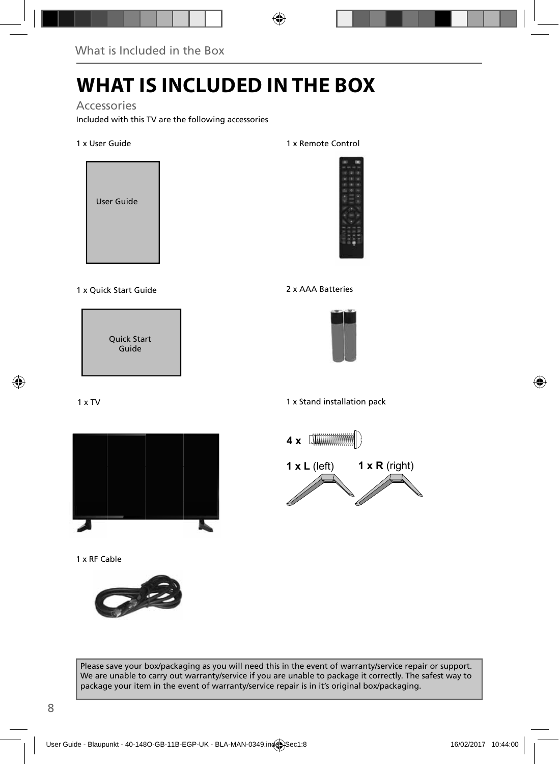# WHAT IS INCLUDED IN THE BOX

## Accessories

Included with this TV are the following accessories

1 x User Guide

User Guide

1 x Remote Control

1 x Quick Start Guide

Quick Start Guide

2 x AAA Batteries

1 x TV

1 x Stand installation pack

**4 x**

**1 x L** (left) **1 x R** (right)

1 x RF Cable

Please save your box/packaging as you will need this in the event of warranty/service repair or support. We are unable to carry out warranty/service if you are unable to package it correctly. The safest way to package your item in the event of warranty/service repair is in it's original box/packaging.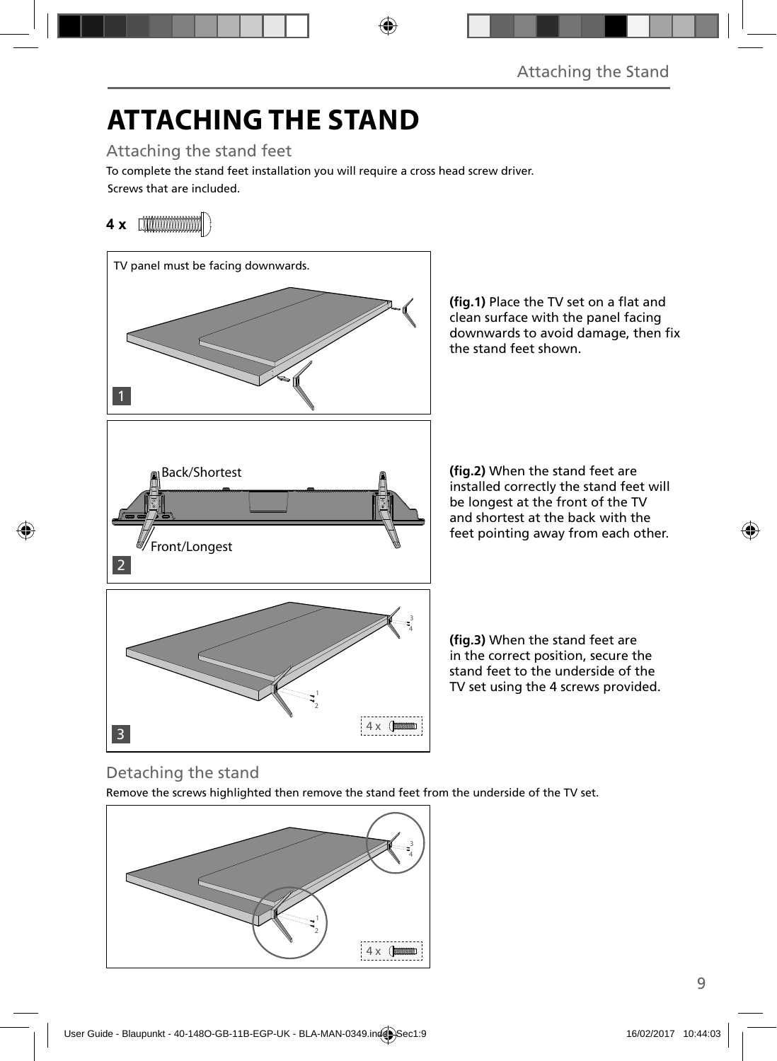# ATTACHING THE STAND

## Attaching the stand feet

To complete the stand feet installation you will require a cross head screw driver.

Screws that are included.

**4 x**

TV panel must be facing downwards.

1

**(fig.1)** Place the TV set on a flat and clean surface with the panel facing downwards to avoid damage, then fix the stand feet shown.

Back/Shortest

Front/Longest

2

**(fig.2)** When the stand feet are installed correctly the stand feet will be longest at the front of the TV and shortest at the back with the feet pointing away from each other.

3

4 x

**(fig.3)** When the stand feet are in the correct position, secure the stand feet to the underside of the TV set using the 4 screws provided.

## Detaching the stand

Remove the screws highlighted then remove the stand feet from the underside of the TV set.

4 x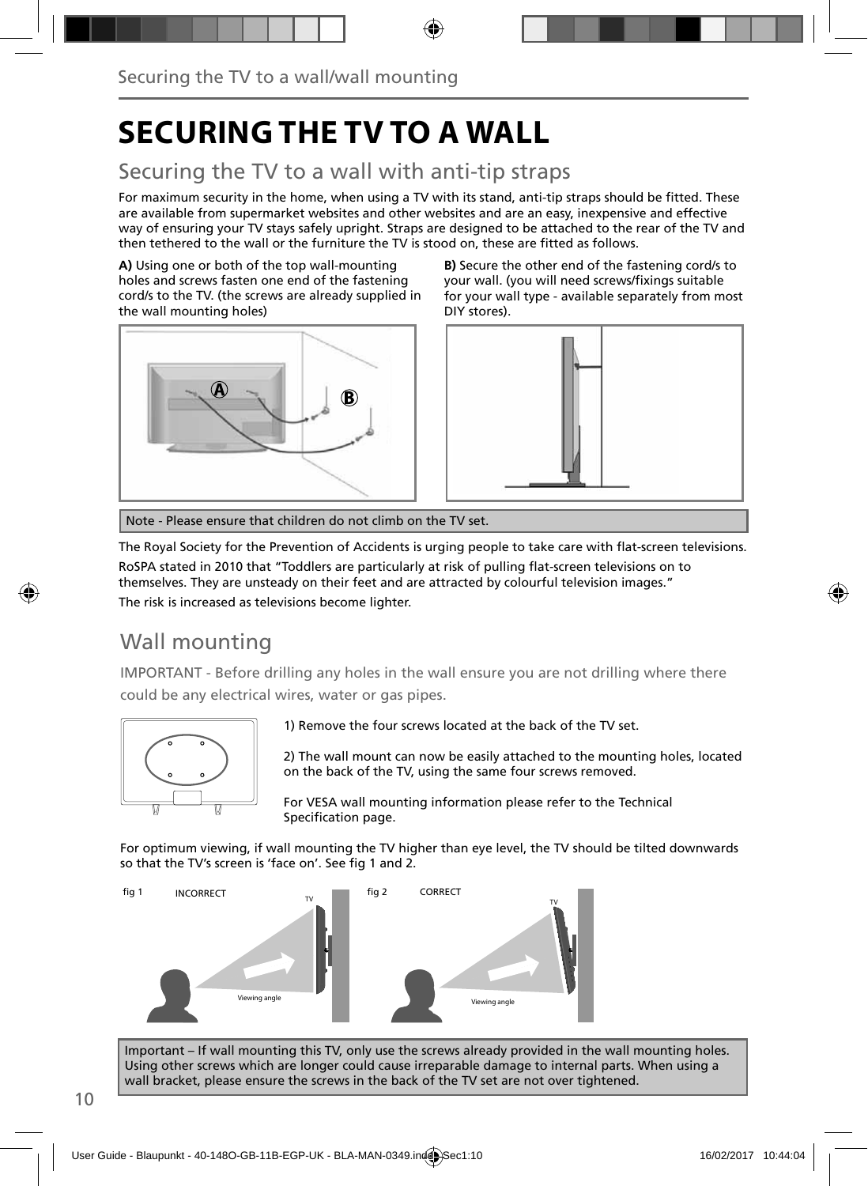# SECURING THE TV TO A WALL

## Securing the TV to a wall with anti-tip straps

For maximum security in the home, when using a TV with its stand, anti-tip straps should be fitted. These are available from supermarket websites and other websites and are an easy, inexpensive and effective way of ensuring your TV stays safely upright. Straps are designed to be attached to the rear of the TV and then tethered to the wall or the furniture the TV is stood on, these are fitted as follows.

**A)** Using one or both of the top wall-mounting holes and screws fasten one end of the fastening cord/s to the TV. (the screws are already supplied in the wall mounting holes)

**B)** Secure the other end of the fastening cord/s to your wall. (you will need screws/fixings suitable for your wall type - available separately from most DIY stores).

Note - Please ensure that children do not climb on the TV set.

The Royal Society for the Prevention of Accidents is urging people to take care with flat-screen televisions.

RoSPA stated in 2010 that "Toddlers are particularly at risk of pulling flat-screen televisions on to themselves. They are unsteady on their feet and are attracted by colourful television images."

The risk is increased as televisions become lighter.

## Wall mounting

IMPORTANT - Before drilling any holes in the wall ensure you are not drilling where there could be any electrical wires, water or gas pipes.

1) Remove the four screws located at the back of the TV set.

2) The wall mount can now be easily attached to the mounting holes, located on the back of the TV, using the same four screws removed.

For VESA wall mounting information please refer to the Technical Specification page.

For optimum viewing, if wall mounting the TV higher than eye level, the TV should be tilted downwards so that the TV's screen is 'face on'. See fig 1 and 2.

fig 1 INCORRECT

fig 2 CORRECT

Important – If wall mounting this TV, only use the screws already provided in the wall mounting holes. Using other screws which are longer could cause irreparable damage to internal parts. When using a wall bracket, please ensure the screws in the back of the TV set are not over tightened.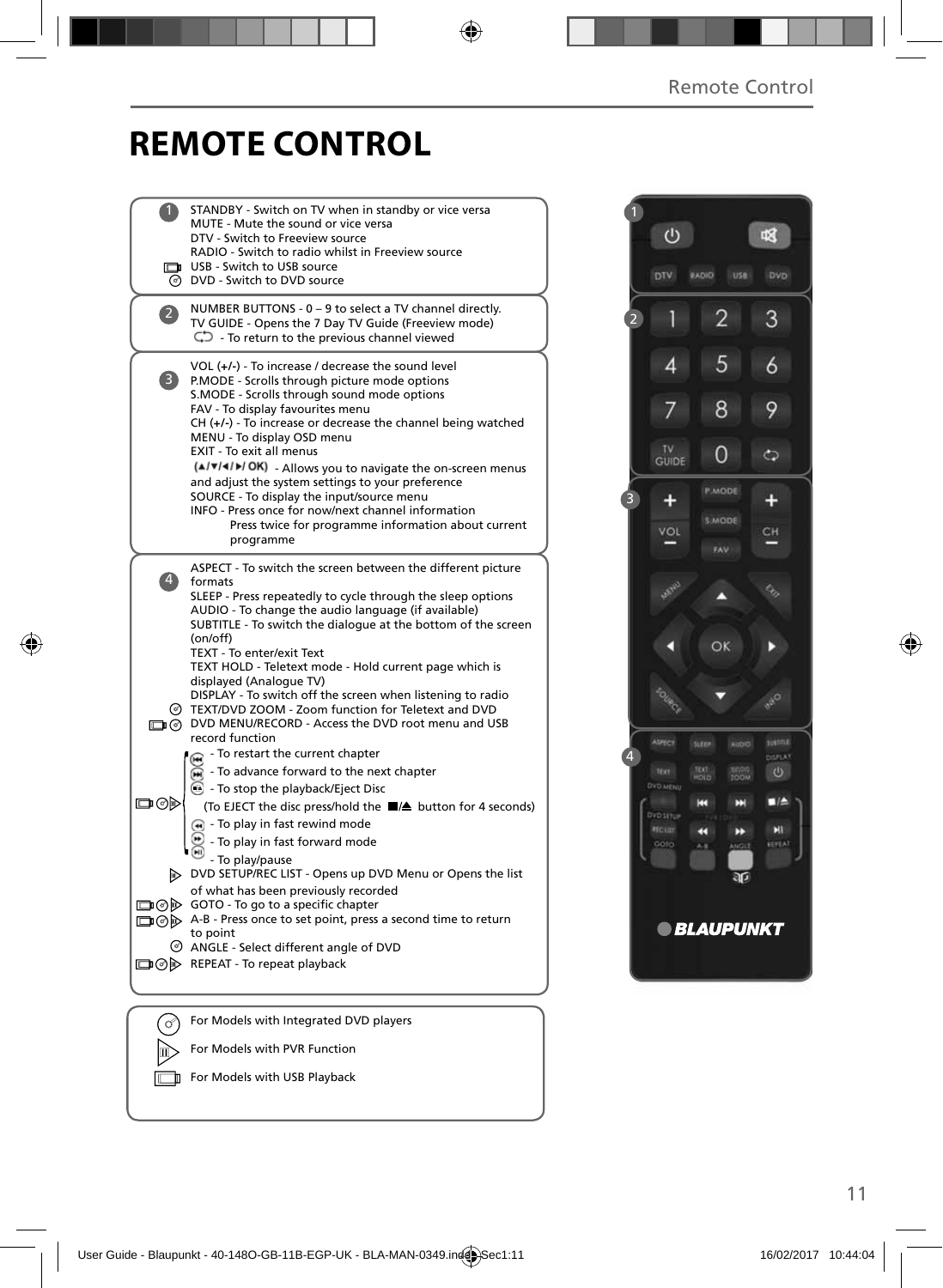# REMOTE CONTROL

**1**

STANDBY - Switch on TV when in standby or vice versa
MUTE - Mute the sound or vice versa
DTV - Switch to Freeview source
RADIO - Switch to radio whilst in Freeview source
USB - Switch to USB source
DVD - Switch to DVD source

**2**

NUMBER BUTTONS - 0 – 9 to select a TV channel directly.
TV GUIDE - Opens the 7 Day TV Guide (Freeview mode)
 - To return to the previous channel viewed

**3**

VOL (+/-) - To increase / decrease the sound level
P.MODE - Scrolls through picture mode options
S.MODE - Scrolls through sound mode options
FAV - To display favourites menu
CH (+/-) - To increase or decrease the channel being watched
MENU - To display OSD menu
EXIT - To exit all menus
(▲/▼/◄/►/ OK) - Allows you to navigate the on-screen menus and adjust the system settings to your preference
SOURCE - To display the input/source menu
INFO - Press once for now/next channel information
Press twice for programme information about current programme

**4**

ASPECT - To switch the screen between the different picture formats
SLEEP - Press repeatedly to cycle through the sleep options
AUDIO - To change the audio language (if available)
SUBTITLE - To switch the dialogue at the bottom of the screen (on/off)
TEXT - To enter/exit Text
TEXT HOLD - Teletext mode - Hold current page which is displayed (Analogue TV)
DISPLAY - To switch off the screen when listening to radio
TEXT/DVD ZOOM - Zoom function for Teletext and DVD
DVD MENU/RECORD - Access the DVD root menu and USB record function
- To restart the current chapter
- To advance forward to the next chapter
- To stop the playback/Eject Disc
(To EJECT the disc press/hold the ■/⏏ button for 4 seconds)
- To play in fast rewind mode
- To play in fast forward mode
- To play/pause
DVD SETUP/REC LIST - Opens up DVD Menu or Opens the list of what has been previously recorded
GOTO - To go to a specific chapter
A-B - Press once to set point, press a second time to return to point
ANGLE - Select different angle of DVD
REPEAT - To repeat playback

For Models with Integrated DVD players
For Models with PVR Function
For Models with USB Playback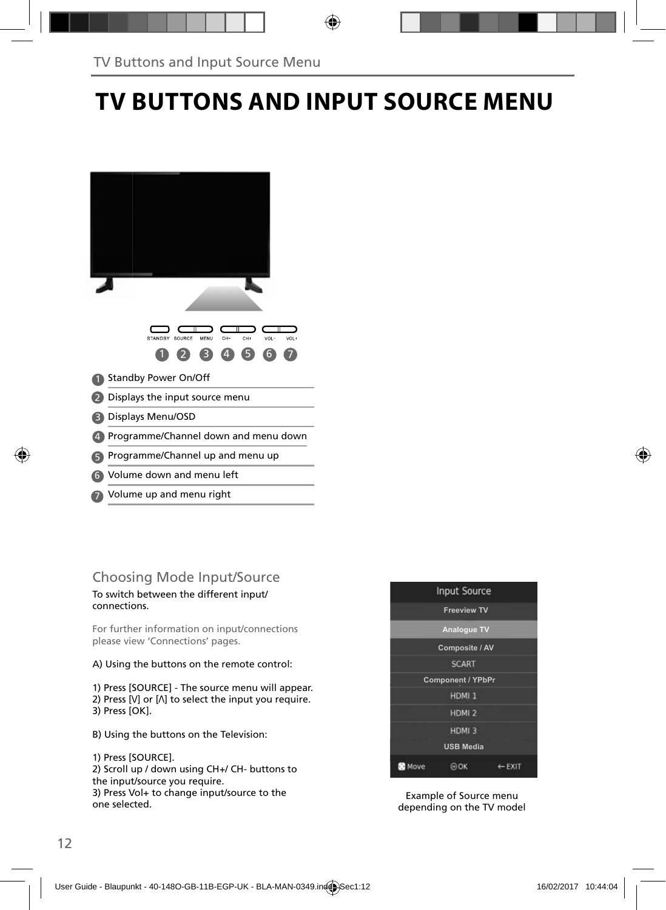# TV BUTTONS AND INPUT SOURCE MENU

STANDBY SOURCE MENU CH- CH+ VOL- VOL+

1 2 3 4 5 6 7

1. Standby Power On/Off
2. Displays the input source menu
3. Displays Menu/OSD
4. Programme/Channel down and menu down
5. Programme/Channel up and menu up
6. Volume down and menu left
7. Volume up and menu right

## Choosing Mode Input/Source

To switch between the different input/ connections.

For further information on input/connections please view 'Connections' pages.

A) Using the buttons on the remote control:

1) Press [SOURCE] - The source menu will appear.
2) Press [V] or [Λ] to select the input you require.
3) Press [OK].

B) Using the buttons on the Television:

1) Press [SOURCE].
2) Scroll up / down using CH+/ CH- buttons to the input/source you require.
3) Press Vol+ to change input/source to the one selected.

Input Source
Freeview TV
Analogue TV
Composite / AV
SCART
Component / YPbPr
HDMI 1
HDMI 2
HDMI 3
USB Media
Move OK EXIT

Example of Source menu depending on the TV model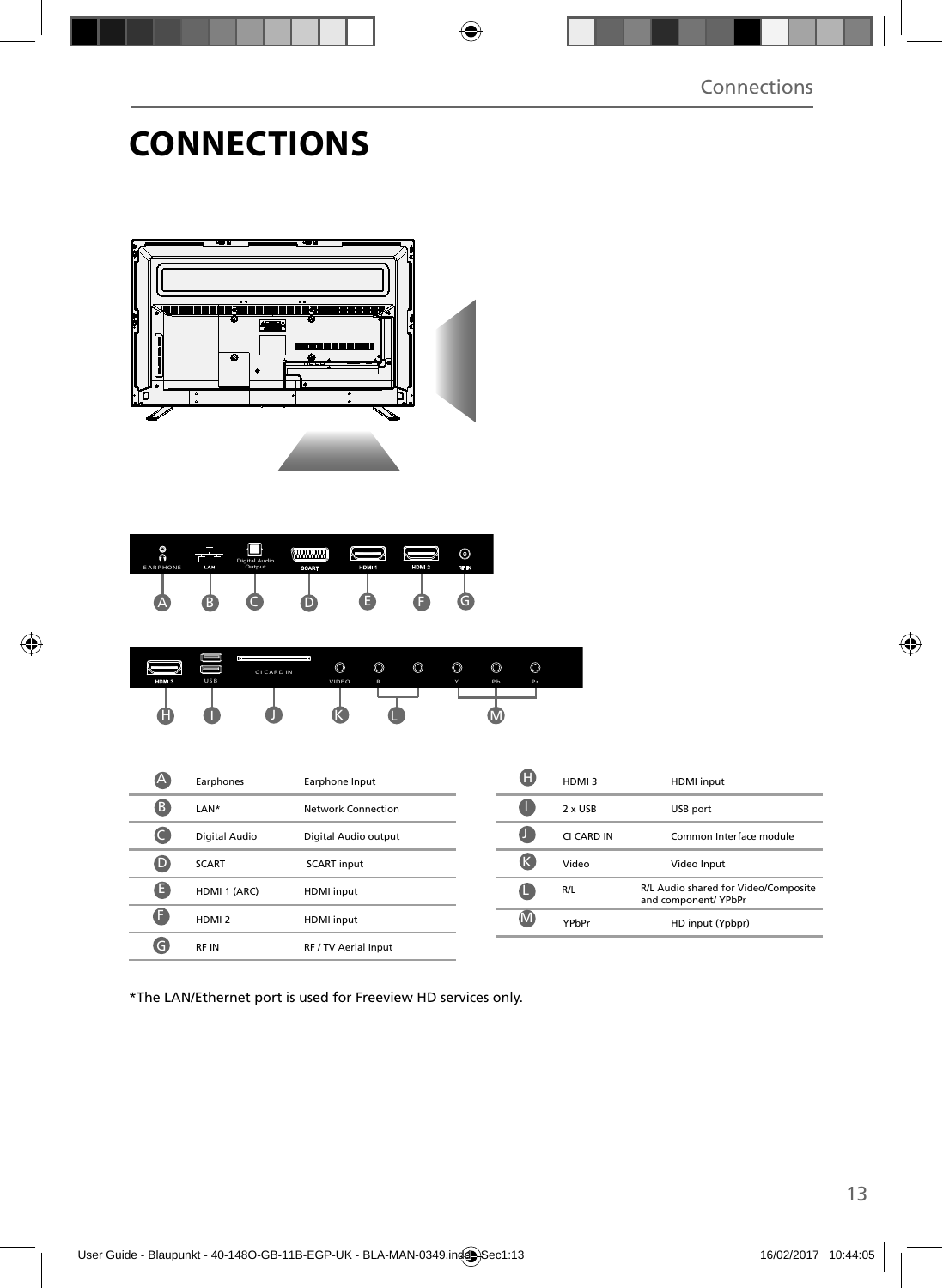// CONNECTIONS

| | | |
|---|---|---|
| A | Earphones | Earphone Input |
| B | LAN* | Network Connection |
| C | Digital Audio | Digital Audio output |
| D | SCART | SCART input |
| E | HDMI 1 (ARC) | HDMI input |
| F | HDMI 2 | HDMI input |
| G | RF IN | RF / TV Aerial Input |

| | | |
|---|---|---|
| H | HDMI 3 | HDMI input |
| I | 2 x USB | USB port |
| J | CI CARD IN | Common Interface module |
| K | Video | Video Input |
| L | R/L | R/L Audio shared for Video/Composite and component/ YPbPr |
| M | YPbPr | HD input (Ypbpr) |

*The LAN/Ethernet port is used for Freeview HD services only.

# CONNECTIONS

| | | |
|---|---|---|
| A | Earphones | Earphone Input |
| B | LAN* | Network Connection |
| C | Digital Audio | Digital Audio output |
| D | SCART | SCART input |
| E | HDMI 1 (ARC) | HDMI input |
| F | HDMI 2 | HDMI input |
| G | RF IN | RF / TV Aerial Input |

| | | |
|---|---|---|
| H | HDMI 3 | HDMI input |
| I | 2 x USB | USB port |
| J | CI CARD IN | Common Interface module |
| K | Video | Video Input |
| L | R/L | R/L Audio shared for Video/Composite and component/ YPbPr |
| M | YPbPr | HD input (Ypbpr) |

*The LAN/Ethernet port is used for Freeview HD services only.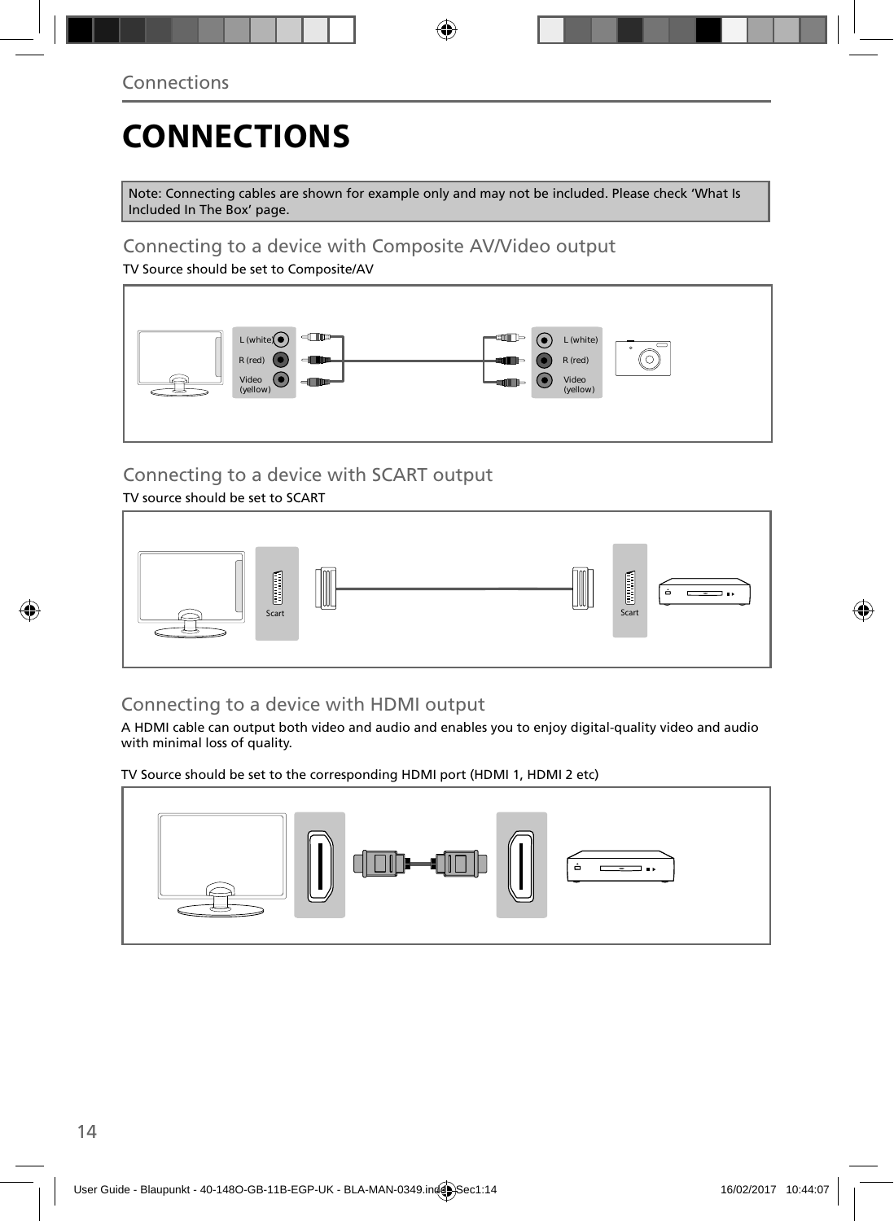# CONNECTIONS

Note: Connecting cables are shown for example only and may not be included. Please check ‘What Is Included In The Box’ page.

## Connecting to a device with Composite AV/Video output

TV Source should be set to Composite/AV

L (white)
R (red)
Video (yellow)

L (white)
R (red)
Video (yellow)

## Connecting to a device with SCART output

TV source should be set to SCART

Scart

Scart

## Connecting to a device with HDMI output

A HDMI cable can output both video and audio and enables you to enjoy digital-quality video and audio with minimal loss of quality.

TV Source should be set to the corresponding HDMI port (HDMI 1, HDMI 2 etc)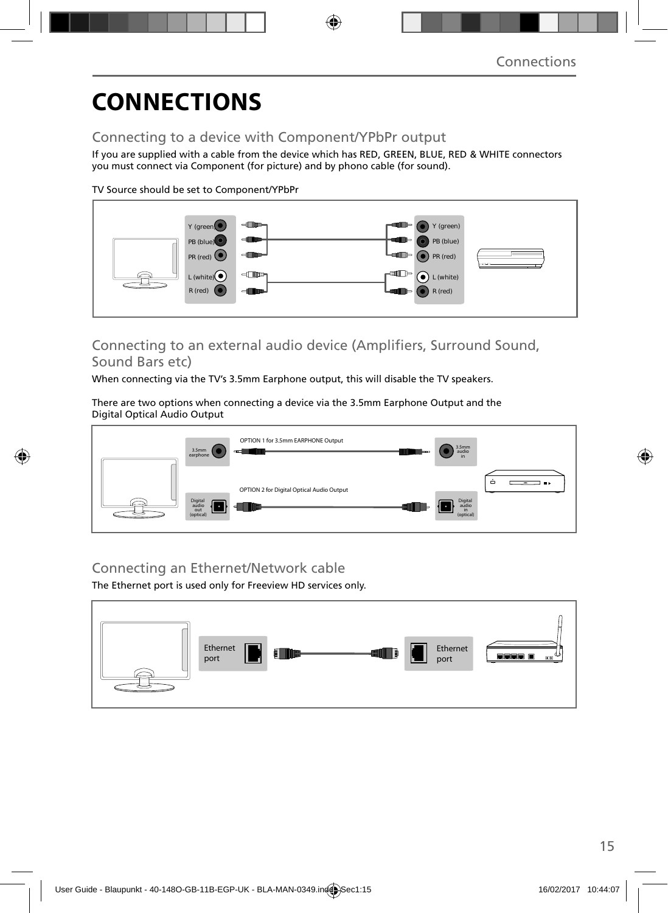# CONNECTIONS

## Connecting to a device with Component/YPbPr output

If you are supplied with a cable from the device which has RED, GREEN, BLUE, RED & WHITE connectors you must connect via Component (for picture) and by phono cable (for sound).

TV Source should be set to Component/YPbPr

Y (green)
PB (blue)
PR (red)
L (white)
R (red)

Y (green)
PB (blue)
PR (red)
L (white)
R (red)

## Connecting to an external audio device (Amplifiers, Surround Sound, Sound Bars etc)

When connecting via the TV's 3.5mm Earphone output, this will disable the TV speakers.

There are two options when connecting a device via the 3.5mm Earphone Output and the Digital Optical Audio Output

3.5mm earphone

OPTION 1 for 3.5mm EARPHONE Output

3.5mm audio in

Digital audio out (optical)

OPTION 2 for Digital Optical Audio Output

Digital audio in (optical)

## Connecting an Ethernet/Network cable

The Ethernet port is used only for Freeview HD services only.

Ethernet port

Ethernet port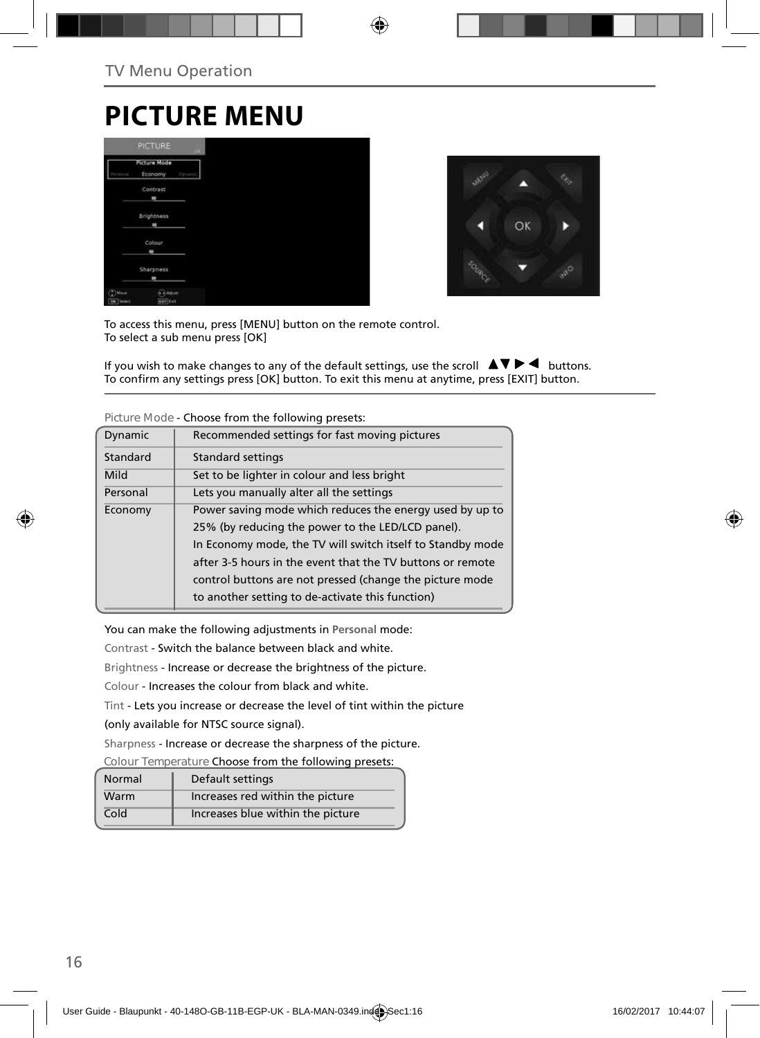# PICTURE MENU

To access this menu, press [MENU] button on the remote control.
To select a sub menu press [OK]

If you wish to make changes to any of the default settings, use the scroll ▲▼▶◀ buttons.
To confirm any settings press [OK] button. To exit this menu at anytime, press [EXIT] button.

Picture Mode - Choose from the following presets:

| | |
|---|---|
| Dynamic | Recommended settings for fast moving pictures |
| Standard | Standard settings |
| Mild | Set to be lighter in colour and less bright |
| Personal | Lets you manually alter all the settings |
| Economy | Power saving mode which reduces the energy used by up to 25% (by reducing the power to the LED/LCD panel). In Economy mode, the TV will switch itself to Standby mode after 3-5 hours in the event that the TV buttons or remote control buttons are not pressed (change the picture mode to another setting to de-activate this function) |

You can make the following adjustments in **Personal** mode:

Contrast - Switch the balance between black and white.

Brightness - Increase or decrease the brightness of the picture.

Colour - Increases the colour from black and white.

Tint - Lets you increase or decrease the level of tint within the picture (only available for NTSC source signal).

Sharpness - Increase or decrease the sharpness of the picture.

Colour Temperature Choose from the following presets:

| | |
|---|---|
| Normal | Default settings |
| Warm | Increases red within the picture |
| Cold | Increases blue within the picture |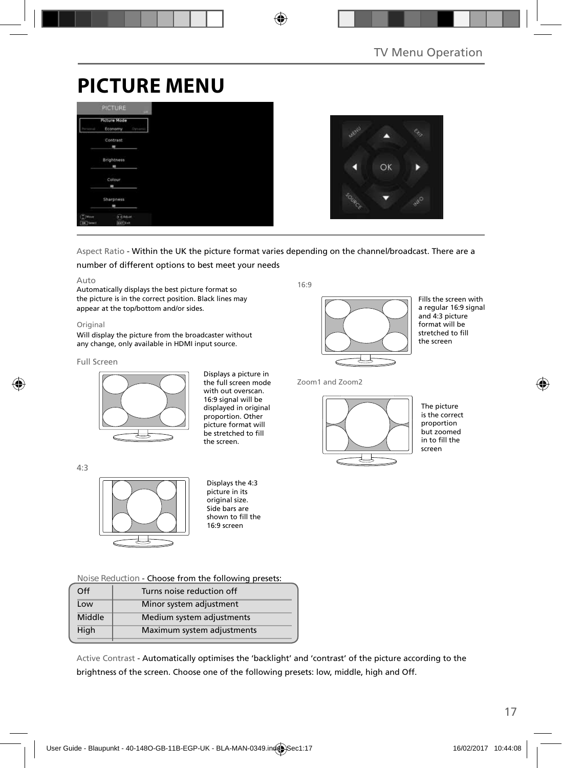# PICTURE MENU

Aspect Ratio - Within the UK the picture format varies depending on the channel/broadcast. There are a number of different options to best meet your needs

Auto
Automatically displays the best picture format so the picture is in the correct position. Black lines may appear at the top/bottom and/or sides.

Original
Will display the picture from the broadcaster without any change, only available in HDMI input source.

Full Screen

Displays a picture in the full screen mode with out overscan. 16:9 signal will be displayed in original proportion. Other picture format will be stretched to fill the screen.

4:3

Displays the 4:3 picture in its original size. Side bars are shown to fill the 16:9 screen

16:9

Fills the screen with a regular 16:9 signal and 4:3 picture format will be stretched to fill the screen

Zoom1 and Zoom2

The picture is the correct proportion but zoomed in to fill the screen

Noise Reduction - Choose from the following presets:

| | |
|---|---|
| Off | Turns noise reduction off |
| Low | Minor system adjustment |
| Middle | Medium system adjustments |
| High | Maximum system adjustments |

Active Contrast - Automatically optimises the 'backlight' and 'contrast' of the picture according to the brightness of the screen. Choose one of the following presets: low, middle, high and Off.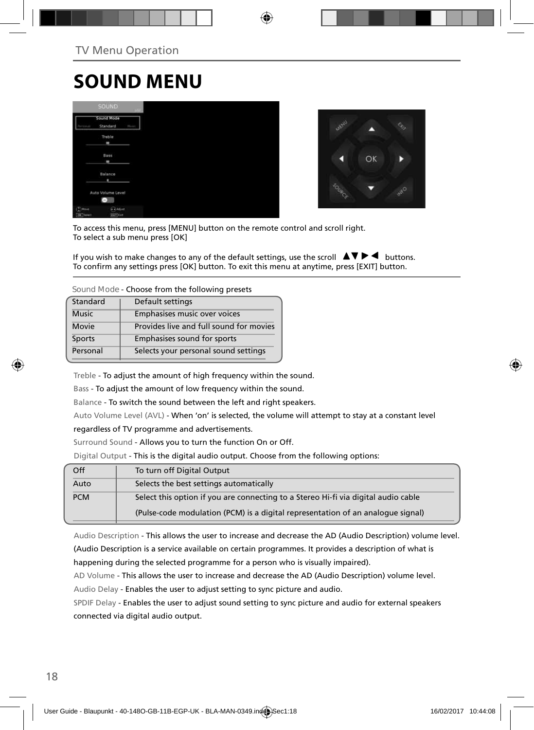TV Menu Operation

# SOUND MENU

To access this menu, press [MENU] button on the remote control and scroll right.
To select a sub menu press [OK]

If you wish to make changes to any of the default settings, use the scroll ▲▼▶◀ buttons.
To confirm any settings press [OK] button. To exit this menu at anytime, press [EXIT] button.

Sound Mode - Choose from the following presets

| | |
|---|---|
| Standard | Default settings |
| Music | Emphasises music over voices |
| Movie | Provides live and full sound for movies |
| Sports | Emphasises sound for sports |
| Personal | Selects your personal sound settings |

Treble - To adjust the amount of high frequency within the sound.

Bass - To adjust the amount of low frequency within the sound.

Balance - To switch the sound between the left and right speakers.

Auto Volume Level (AVL) - When 'on' is selected, the volume will attempt to stay at a constant level regardless of TV programme and advertisements.

Surround Sound - Allows you to turn the function On or Off.

Digital Output - This is the digital audio output. Choose from the following options:

| | |
|---|---|
| Off | To turn off Digital Output |
| Auto | Selects the best settings automatically |
| PCM | Select this option if you are connecting to a Stereo Hi-fi via digital audio cable (Pulse-code modulation (PCM) is a digital representation of an analogue signal) |

Audio Description - This allows the user to increase and decrease the AD (Audio Description) volume level. (Audio Description is a service available on certain programmes. It provides a description of what is happening during the selected programme for a person who is visually impaired).

AD Volume - This allows the user to increase and decrease the AD (Audio Description) volume level.

Audio Delay - Enables the user to adjust setting to sync picture and audio.

SPDIF Delay - Enables the user to adjust sound setting to sync picture and audio for external speakers connected via digital audio output.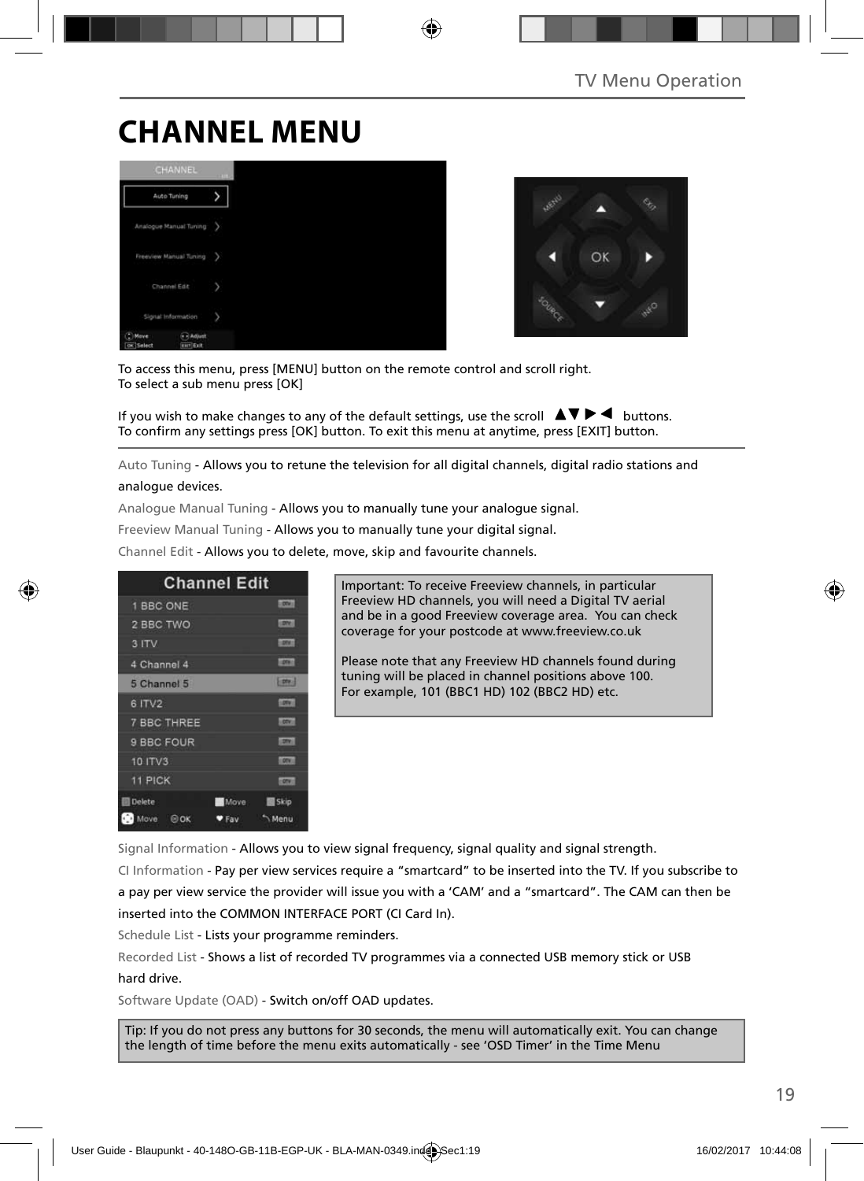# CHANNEL MENU

To access this menu, press [MENU] button on the remote control and scroll right.
To select a sub menu press [OK]

If you wish to make changes to any of the default settings, use the scroll ▲▼▶◀ buttons.
To confirm any settings press [OK] button. To exit this menu at anytime, press [EXIT] button.

Auto Tuning - Allows you to retune the television for all digital channels, digital radio stations and analogue devices.

Analogue Manual Tuning - Allows you to manually tune your analogue signal.

Freeview Manual Tuning - Allows you to manually tune your digital signal.

Channel Edit - Allows you to delete, move, skip and favourite channels.

Important: To receive Freeview channels, in particular Freeview HD channels, you will need a Digital TV aerial and be in a good Freeview coverage area. You can check coverage for your postcode at www.freeview.co.uk

Please note that any Freeview HD channels found during tuning will be placed in channel positions above 100. For example, 101 (BBC1 HD) 102 (BBC2 HD) etc.

Signal Information - Allows you to view signal frequency, signal quality and signal strength.

CI Information - Pay per view services require a "smartcard" to be inserted into the TV. If you subscribe to a pay per view service the provider will issue you with a 'CAM' and a "smartcard". The CAM can then be inserted into the COMMON INTERFACE PORT (CI Card In).

Schedule List - Lists your programme reminders.

Recorded List - Shows a list of recorded TV programmes via a connected USB memory stick or USB hard drive.

Software Update (OAD) - Switch on/off OAD updates.

Tip: If you do not press any buttons for 30 seconds, the menu will automatically exit. You can change the length of time before the menu exits automatically - see 'OSD Timer' in the Time Menu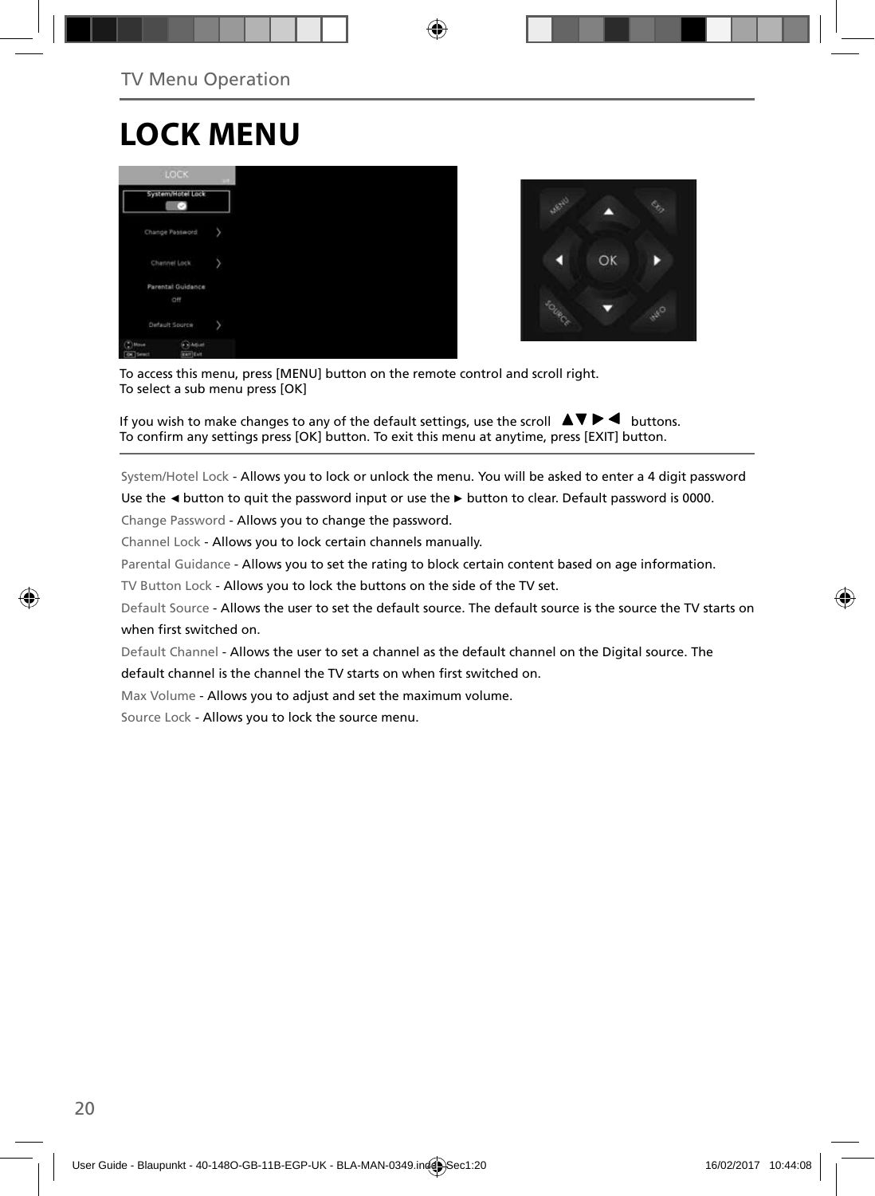# LOCK MENU

To access this menu, press [MENU] button on the remote control and scroll right.
To select a sub menu press [OK]

If you wish to make changes to any of the default settings, use the scroll ▲▼ ▶ ◀ buttons.
To confirm any settings press [OK] button. To exit this menu at anytime, press [EXIT] button.

System/Hotel Lock - Allows you to lock or unlock the menu. You will be asked to enter a 4 digit password

Use the ◄ button to quit the password input or use the ► button to clear. Default password is 0000.

Change Password - Allows you to change the password.

Channel Lock - Allows you to lock certain channels manually.

Parental Guidance - Allows you to set the rating to block certain content based on age information.

TV Button Lock - Allows you to lock the buttons on the side of the TV set.

Default Source - Allows the user to set the default source. The default source is the source the TV starts on when first switched on.

Default Channel - Allows the user to set a channel as the default channel on the Digital source. The default channel is the channel the TV starts on when first switched on.

Max Volume - Allows you to adjust and set the maximum volume.

Source Lock - Allows you to lock the source menu.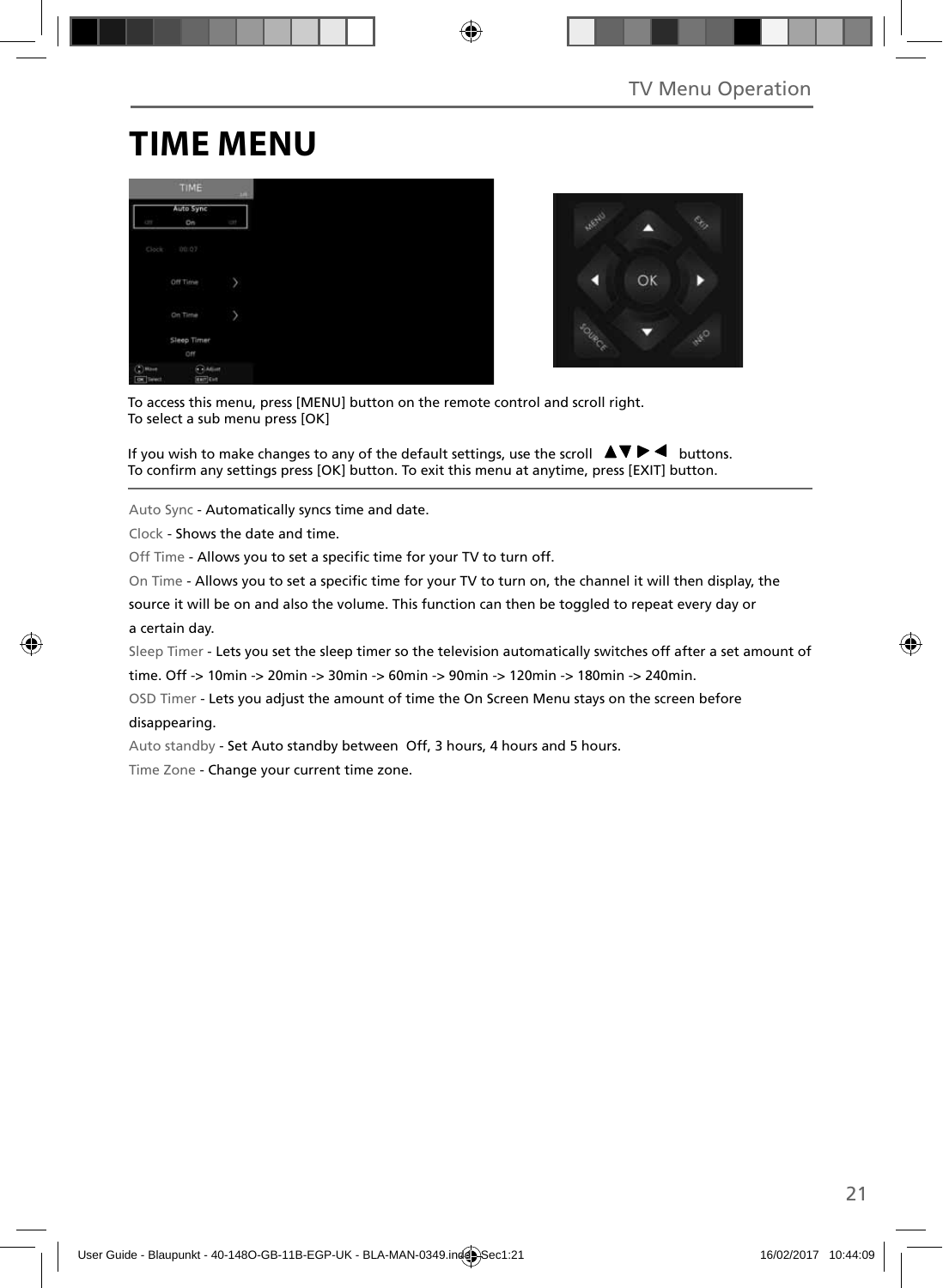# TIME MENU

To access this menu, press [MENU] button on the remote control and scroll right.
To select a sub menu press [OK]

If you wish to make changes to any of the default settings, use the scroll ▲▼▶◀ buttons.
To confirm any settings press [OK] button. To exit this menu at anytime, press [EXIT] button.

Auto Sync - Automatically syncs time and date.

Clock - Shows the date and time.

Off Time - Allows you to set a specific time for your TV to turn off.

On Time - Allows you to set a specific time for your TV to turn on, the channel it will then display, the source it will be on and also the volume. This function can then be toggled to repeat every day or a certain day.

Sleep Timer - Lets you set the sleep timer so the television automatically switches off after a set amount of time. Off -> 10min -> 20min -> 30min -> 60min -> 90min -> 120min -> 180min -> 240min.

OSD Timer - Lets you adjust the amount of time the On Screen Menu stays on the screen before disappearing.

Auto standby - Set Auto standby between Off, 3 hours, 4 hours and 5 hours.

Time Zone - Change your current time zone.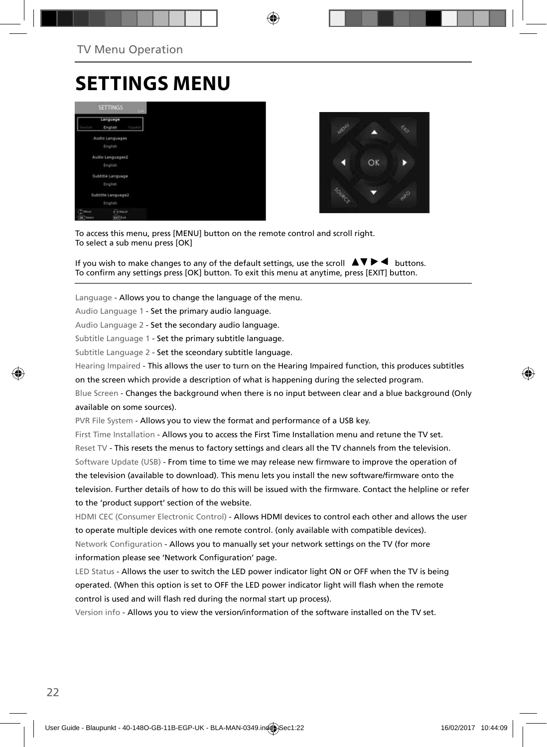TV Menu Operation

# SETTINGS MENU

To access this menu, press [MENU] button on the remote control and scroll right.
To select a sub menu press [OK]

If you wish to make changes to any of the default settings, use the scroll ▲▼▶◀ buttons.
To confirm any settings press [OK] button. To exit this menu at anytime, press [EXIT] button.

Language - Allows you to change the language of the menu.

Audio Language 1 - Set the primary audio language.

Audio Language 2 - Set the secondary audio language.

Subtitle Language 1 - Set the primary subtitle language.

Subtitle Language 2 - Set the sceondary subtitle language.

Hearing Impaired - This allows the user to turn on the Hearing Impaired function, this produces subtitles on the screen which provide a description of what is happening during the selected program.

Blue Screen - Changes the background when there is no input between clear and a blue background (Only available on some sources).

PVR File System - Allows you to view the format and performance of a USB key.

First Time Installation - Allows you to access the First Time Installation menu and retune the TV set.

Reset TV - This resets the menus to factory settings and clears all the TV channels from the television.

Software Update (USB) - From time to time we may release new firmware to improve the operation of the television (available to download). This menu lets you install the new software/firmware onto the television. Further details of how to do this will be issued with the firmware. Contact the helpline or refer to the 'product support' section of the website.

HDMI CEC (Consumer Electronic Control) - Allows HDMI devices to control each other and allows the user to operate multiple devices with one remote control. (only available with compatible devices).

Network Configuration - Allows you to manually set your network settings on the TV (for more information please see 'Network Configuration' page.

LED Status - Allows the user to switch the LED power indicator light ON or OFF when the TV is being operated. (When this option is set to OFF the LED power indicator light will flash when the remote control is used and will flash red during the normal start up process).

Version info - Allows you to view the version/information of the software installed on the TV set.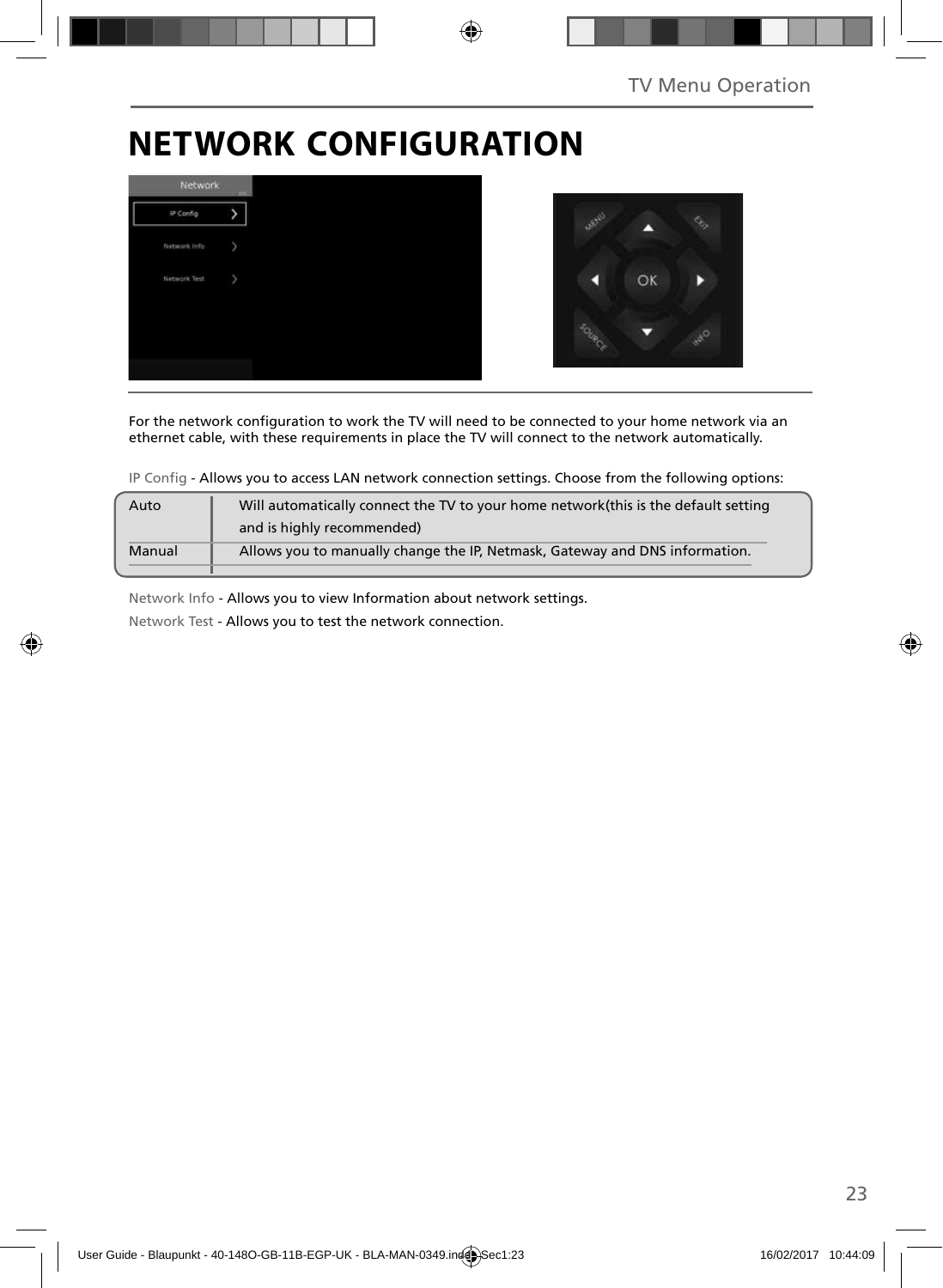# NETWORK CONFIGURATION

For the network configuration to work the TV will need to be connected to your home network via an ethernet cable, with these requirements in place the TV will connect to the network automatically.

IP Config - Allows you to access LAN network connection settings. Choose from the following options:

| | |
|---|---|
| Auto | Will automatically connect the TV to your home network(this is the default setting and is highly recommended) |
| Manual | Allows you to manually change the IP, Netmask, Gateway and DNS information. |

Network Info - Allows you to view Information about network settings.

Network Test - Allows you to test the network connection.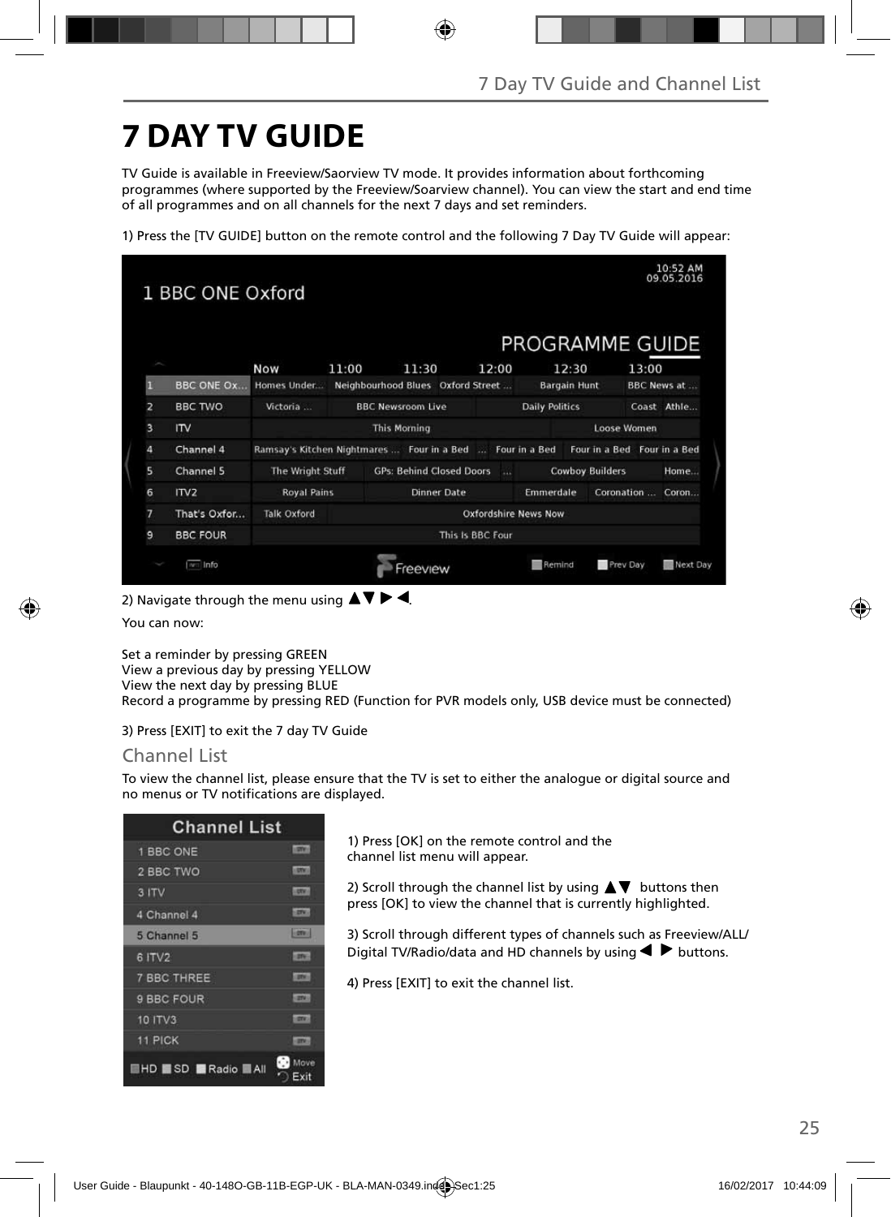# 7 DAY TV GUIDE

TV Guide is available in Freeview/Saorview TV mode. It provides information about forthcoming programmes (where supported by the Freeview/Soarview channel). You can view the start and end time of all programmes and on all channels for the next 7 days and set reminders.

1) Press the [TV GUIDE] button on the remote control and the following 7 Day TV Guide will appear:

2) Navigate through the menu using ▲▼ ▶ ◀.

You can now:

Set a reminder by pressing GREEN
View a previous day by pressing YELLOW
View the next day by pressing BLUE
Record a programme by pressing RED (Function for PVR models only, USB device must be connected)

3) Press [EXIT] to exit the 7 day TV Guide

## Channel List

To view the channel list, please ensure that the TV is set to either the analogue or digital source and no menus or TV notifications are displayed.

1) Press [OK] on the remote control and the channel list menu will appear.

2) Scroll through the channel list by using ▲▼ buttons then press [OK] to view the channel that is currently highlighted.

3) Scroll through different types of channels such as Freeview/ALL/ Digital TV/Radio/data and HD channels by using ◀ ▶ buttons.

4) Press [EXIT] to exit the channel list.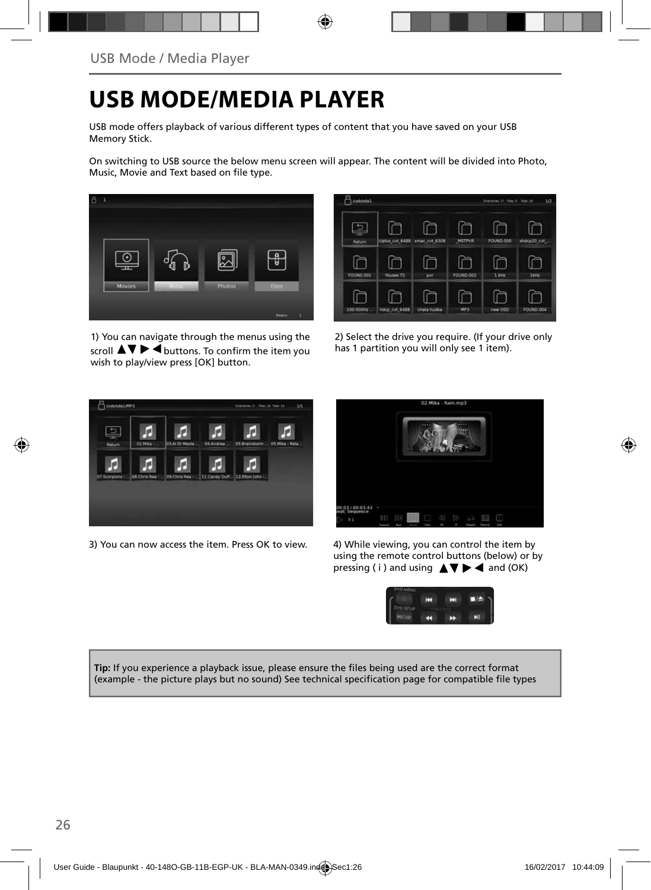# USB MODE/MEDIA PLAYER

USB mode offers playback of various different types of content that you have saved on your USB Memory Stick.

On switching to USB source the below menu screen will appear. The content will be divided into Photo, Music, Movie and Text based on file type.

1) You can navigate through the menus using the scroll ▲▼ ▶ ◀ buttons. To confirm the item you wish to play/view press [OK] button.

2) Select the drive you require. (If your drive only has 1 partition you will only see 1 item).

3) You can now access the item. Press OK to view.

4) While viewing, you can control the item by using the remote control buttons (below) or by pressing ( i ) and using ▲▼ ▶ ◀ and (OK)

**Tip:** If you experience a playback issue, please ensure the files being used are the correct format (example - the picture plays but no sound) See technical specification page for compatible file types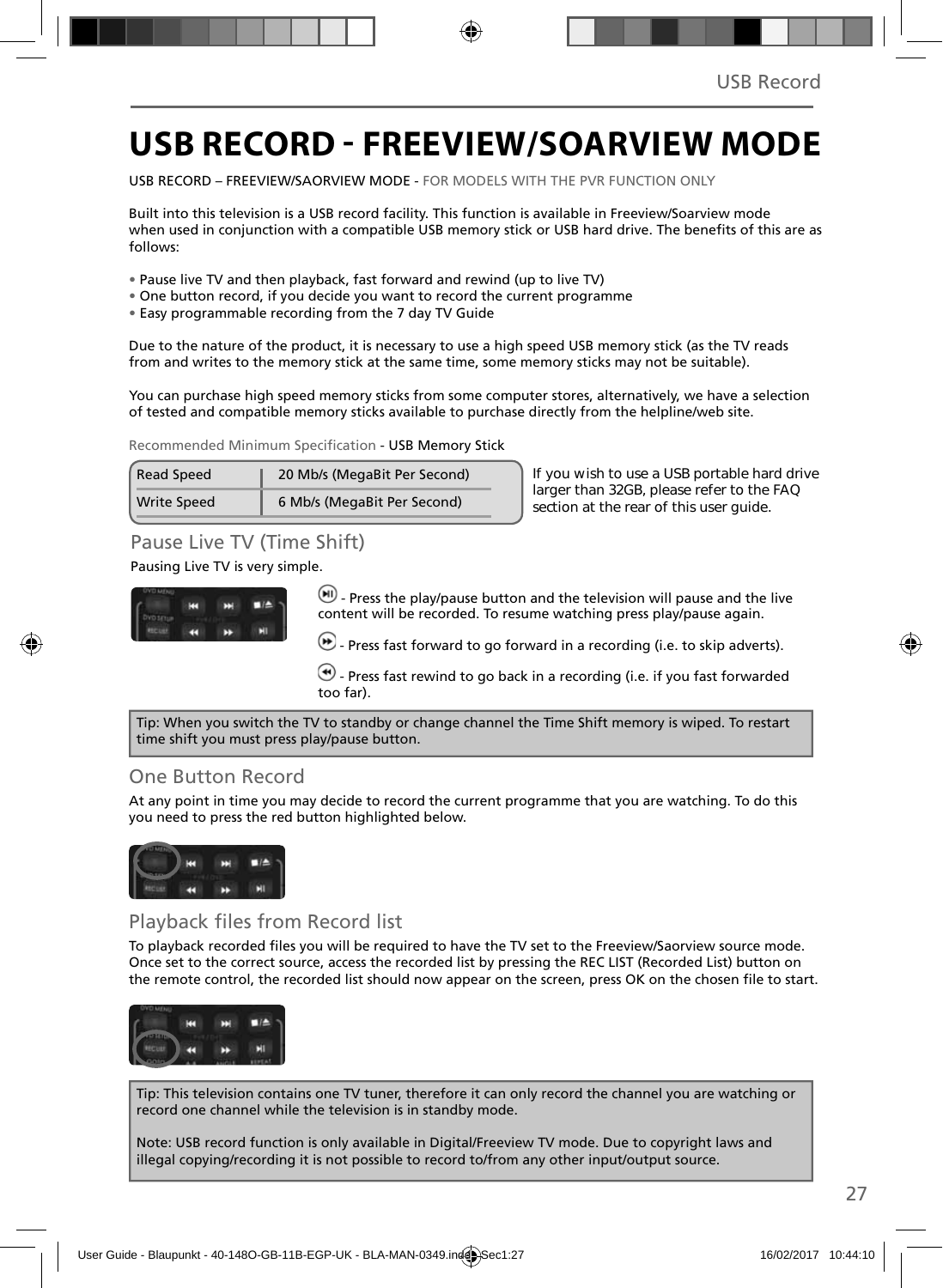# USB RECORD - FREEVIEW/SOARVIEW MODE

USB RECORD – FREEVIEW/SAORVIEW MODE - FOR MODELS WITH THE PVR FUNCTION ONLY

Built into this television is a USB record facility. This function is available in Freeview/Soarview mode when used in conjunction with a compatible USB memory stick or USB hard drive. The benefits of this are as follows:

- Pause live TV and then playback, fast forward and rewind (up to live TV)
- One button record, if you decide you want to record the current programme
- Easy programmable recording from the 7 day TV Guide

Due to the nature of the product, it is necessary to use a high speed USB memory stick (as the TV reads from and writes to the memory stick at the same time, some memory sticks may not be suitable).

You can purchase high speed memory sticks from some computer stores, alternatively, we have a selection of tested and compatible memory sticks available to purchase directly from the helpline/web site.

Recommended Minimum Specification - USB Memory Stick

| Read Speed | 20 Mb/s (MegaBit Per Second) |
|---|---|
| Write Speed | 6 Mb/s (MegaBit Per Second) |

If you wish to use a USB portable hard drive larger than 32GB, please refer to the FAQ section at the rear of this user guide.

## Pause Live TV (Time Shift)

Pausing Live TV is very simple.

- Press the play/pause button and the television will pause and the live content will be recorded. To resume watching press play/pause again.

- Press fast forward to go forward in a recording (i.e. to skip adverts).

- Press fast rewind to go back in a recording (i.e. if you fast forwarded too far).

Tip: When you switch the TV to standby or change channel the Time Shift memory is wiped. To restart time shift you must press play/pause button.

## One Button Record

At any point in time you may decide to record the current programme that you are watching. To do this you need to press the red button highlighted below.

## Playback files from Record list

To playback recorded files you will be required to have the TV set to the Freeview/Saorview source mode. Once set to the correct source, access the recorded list by pressing the REC LIST (Recorded List) button on the remote control, the recorded list should now appear on the screen, press OK on the chosen file to start.

Tip: This television contains one TV tuner, therefore it can only record the channel you are watching or record one channel while the television is in standby mode.

Note: USB record function is only available in Digital/Freeview TV mode. Due to copyright laws and illegal copying/recording it is not possible to record to/from any other input/output source.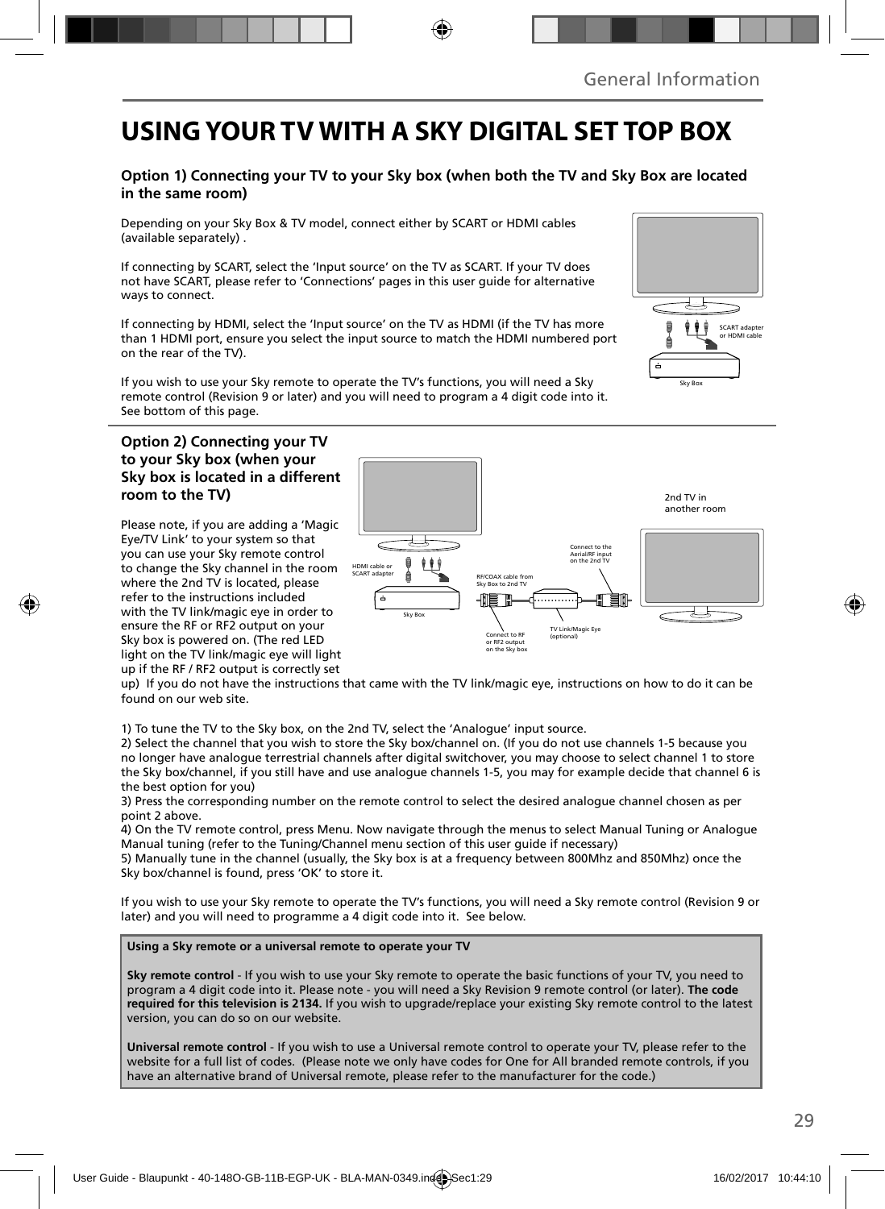# USING YOUR TV WITH A SKY DIGITAL SET TOP BOX

### Option 1) Connecting your TV to your Sky box (when both the TV and Sky Box are located in the same room)

Depending on your Sky Box & TV model, connect either by SCART or HDMI cables (available separately) .

If connecting by SCART, select the 'Input source' on the TV as SCART. If your TV does not have SCART, please refer to 'Connections' pages in this user guide for alternative ways to connect.

If connecting by HDMI, select the 'Input source' on the TV as HDMI (if the TV has more than 1 HDMI port, ensure you select the input source to match the HDMI numbered port on the rear of the TV).

If you wish to use your Sky remote to operate the TV's functions, you will need a Sky remote control (Revision 9 or later) and you will need to program a 4 digit code into it. See bottom of this page.

SCART adapter or HDMI cable

Sky Box

### Option 2) Connecting your TV to your Sky box (when your Sky box is located in a different room to the TV)

Please note, if you are adding a 'Magic Eye/TV Link' to your system so that you can use your Sky remote control to change the Sky channel in the room where the 2nd TV is located, please refer to the instructions included with the TV link/magic eye in order to ensure the RF or RF2 output on your Sky box is powered on. (The red LED light on the TV link/magic eye will light up if the RF / RF2 output is correctly set up) If you do not have the instructions that came with the TV link/magic eye, instructions on how to do it can be found on our web site.

2nd TV in another room

HDMI cable or SCART adapter

Sky Box

RF/COAX cable from Sky Box to 2nd TV

Connect to the Aerial/RF input on the 2nd TV

Connect to RF or RF2 output on the Sky box

TV Link/Magic Eye (optional)

1) To tune the TV to the Sky box, on the 2nd TV, select the 'Analogue' input source.
2) Select the channel that you wish to store the Sky box/channel on. (If you do not use channels 1-5 because you no longer have analogue terrestrial channels after digital switchover, you may choose to select channel 1 to store the Sky box/channel, if you still have and use analogue channels 1-5, you may for example decide that channel 6 is the best option for you)
3) Press the corresponding number on the remote control to select the desired analogue channel chosen as per point 2 above.
4) On the TV remote control, press Menu. Now navigate through the menus to select Manual Tuning or Analogue Manual tuning (refer to the Tuning/Channel menu section of this user guide if necessary)
5) Manually tune in the channel (usually, the Sky box is at a frequency between 800Mhz and 850Mhz) once the Sky box/channel is found, press 'OK' to store it.

If you wish to use your Sky remote to operate the TV's functions, you will need a Sky remote control (Revision 9 or later) and you will need to programme a 4 digit code into it. See below.

**Using a Sky remote or a universal remote to operate your TV**

**Sky remote control** - If you wish to use your Sky remote to operate the basic functions of your TV, you need to program a 4 digit code into it. Please note - you will need a Sky Revision 9 remote control (or later). **The code required for this television is 2134.** If you wish to upgrade/replace your existing Sky remote control to the latest version, you can do so on our website.

**Universal remote control** - If you wish to use a Universal remote control to operate your TV, please refer to the website for a full list of codes. (Please note we only have codes for One for All branded remote controls, if you have an alternative brand of Universal remote, please refer to the manufacturer for the code.)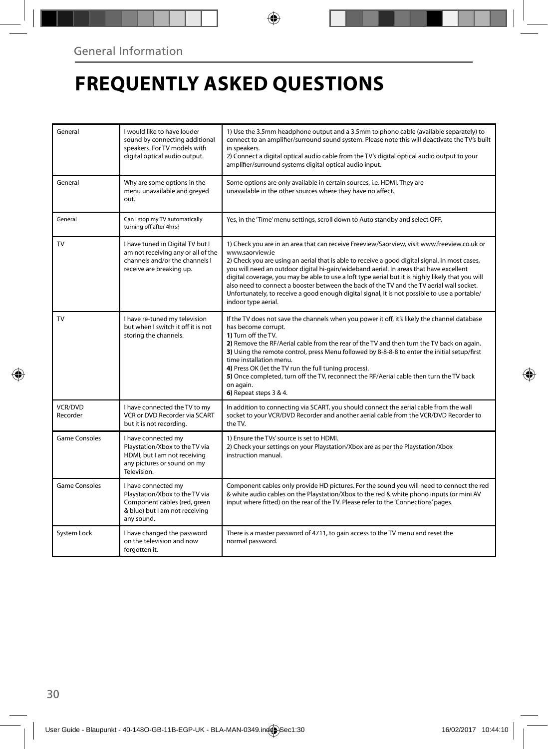General Information

# FREQUENTLY ASKED QUESTIONS

| | | |
|---|---|---|
| General | I would like to have louder sound by connecting additional speakers. For TV models with digital optical audio output. | 1) Use the 3.5mm headphone output and a 3.5mm to phono cable (available separately) to connect to an amplifier/surround sound system. Please note this will deactivate the TV's built in speakers.<br>2) Connect a digital optical audio cable from the TV's digital optical audio output to your amplifier/surround systems digital optical audio input. |
| General | Why are some options in the menu unavailable and greyed out. | Some options are only available in certain sources, i.e. HDMI. They are unavailable in the other sources where they have no affect. |
| General | Can I stop my TV automatically turning off after 4hrs? | Yes, in the 'Time' menu settings, scroll down to Auto standby and select OFF. |
| TV | I have tuned in Digital TV but I am not receiving any or all of the channels and/or the channels I receive are breaking up. | 1) Check you are in an area that can receive Freeview/Saorview, visit www.freeview.co.uk or www.saorview.ie<br>2) Check you are using an aerial that is able to receive a good digital signal. In most cases, you will need an outdoor digital hi-gain/wideband aerial. In areas that have excellent digital coverage, you may be able to use a loft type aerial but it is highly likely that you will also need to connect a booster between the back of the TV and the TV aerial wall socket. Unfortunately, to receive a good enough digital signal, it is not possible to use a portable/ indoor type aerial. |
| TV | I have re-tuned my television but when I switch it off it is not storing the channels. | If the TV does not save the channels when you power it off, it's likely the channel database has become corrupt.<br>**1)** Turn off the TV.<br>**2)** Remove the RF/Aerial cable from the rear of the TV and then turn the TV back on again.<br>**3)** Using the remote control, press Menu followed by 8-8-8-8 to enter the initial setup/first time installation menu.<br>**4)** Press OK (let the TV run the full tuning process).<br>**5)** Once completed, turn off the TV, reconnect the RF/Aerial cable then turn the TV back on again.<br>**6)** Repeat steps 3 & 4. |
| VCR/DVD Recorder | I have connected the TV to my VCR or DVD Recorder via SCART but it is not recording. | In addition to connecting via SCART, you should connect the aerial cable from the wall socket to your VCR/DVD Recorder and another aerial cable from the VCR/DVD Recorder to the TV. |
| Game Consoles | I have connected my Playstation/Xbox to the TV via HDMI, but I am not receiving any pictures or sound on my Television. | 1) Ensure the TVs' source is set to HDMI.<br>2) Check your settings on your Playstation/Xbox are as per the Playstation/Xbox instruction manual. |
| Game Consoles | I have connected my Playstation/Xbox to the TV via Component cables (red, green & blue) but I am not receiving any sound. | Component cables only provide HD pictures. For the sound you will need to connect the red & white audio cables on the Playstation/Xbox to the red & white phono inputs (or mini AV input where fitted) on the rear of the TV. Please refer to the 'Connections' pages. |
| System Lock | I have changed the password on the television and now forgotten it. | There is a master password of 4711, to gain access to the TV menu and reset the normal password. |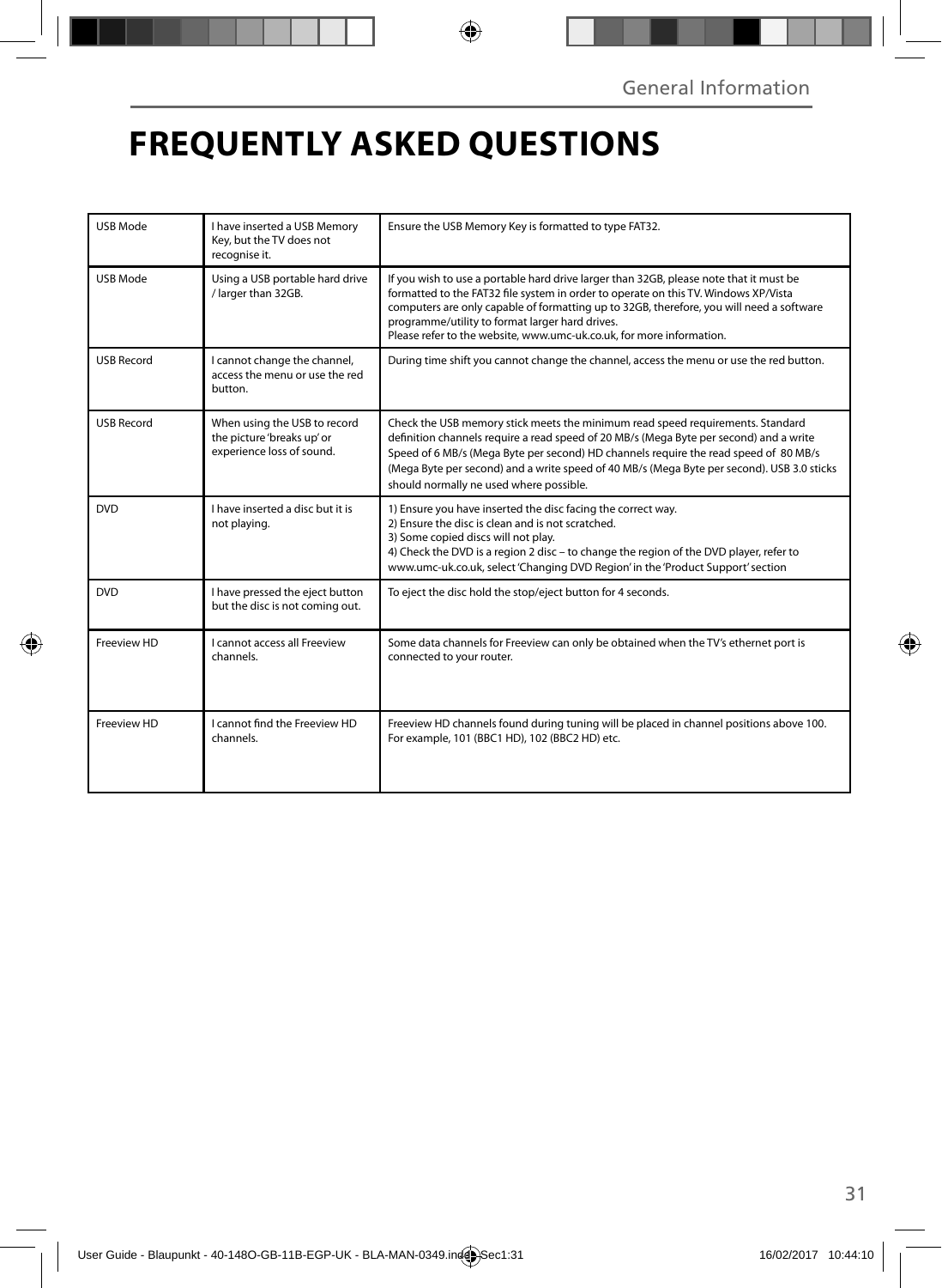# FREQUENTLY ASKED QUESTIONS

| | | |
|---|---|---|
| USB Mode | I have inserted a USB Memory Key, but the TV does not recognise it. | Ensure the USB Memory Key is formatted to type FAT32. |
| USB Mode | Using a USB portable hard drive / larger than 32GB. | If you wish to use a portable hard drive larger than 32GB, please note that it must be formatted to the FAT32 file system in order to operate on this TV. Windows XP/Vista computers are only capable of formatting up to 32GB, therefore, you will need a software programme/utility to format larger hard drives.<br>Please refer to the website, www.umc-uk.co.uk, for more information. |
| USB Record | I cannot change the channel, access the menu or use the red button. | During time shift you cannot change the channel, access the menu or use the red button. |
| USB Record | When using the USB to record the picture 'breaks up' or experience loss of sound. | Check the USB memory stick meets the minimum read speed requirements. Standard definition channels require a read speed of 20 MB/s (Mega Byte per second) and a write Speed of 6 MB/s (Mega Byte per second) HD channels require the read speed of 80 MB/s (Mega Byte per second) and a write speed of 40 MB/s (Mega Byte per second). USB 3.0 sticks should normally ne used where possible. |
| DVD | I have inserted a disc but it is not playing. | 1) Ensure you have inserted the disc facing the correct way.<br>2) Ensure the disc is clean and is not scratched.<br>3) Some copied discs will not play.<br>4) Check the DVD is a region 2 disc – to change the region of the DVD player, refer to www.umc-uk.co.uk, select 'Changing DVD Region' in the 'Product Support' section |
| DVD | I have pressed the eject button but the disc is not coming out. | To eject the disc hold the stop/eject button for 4 seconds. |
| Freeview HD | I cannot access all Freeview channels. | Some data channels for Freeview can only be obtained when the TV's ethernet port is connected to your router. |
| Freeview HD | I cannot find the Freeview HD channels. | Freeview HD channels found during tuning will be placed in channel positions above 100. For example, 101 (BBC1 HD), 102 (BBC2 HD) etc. |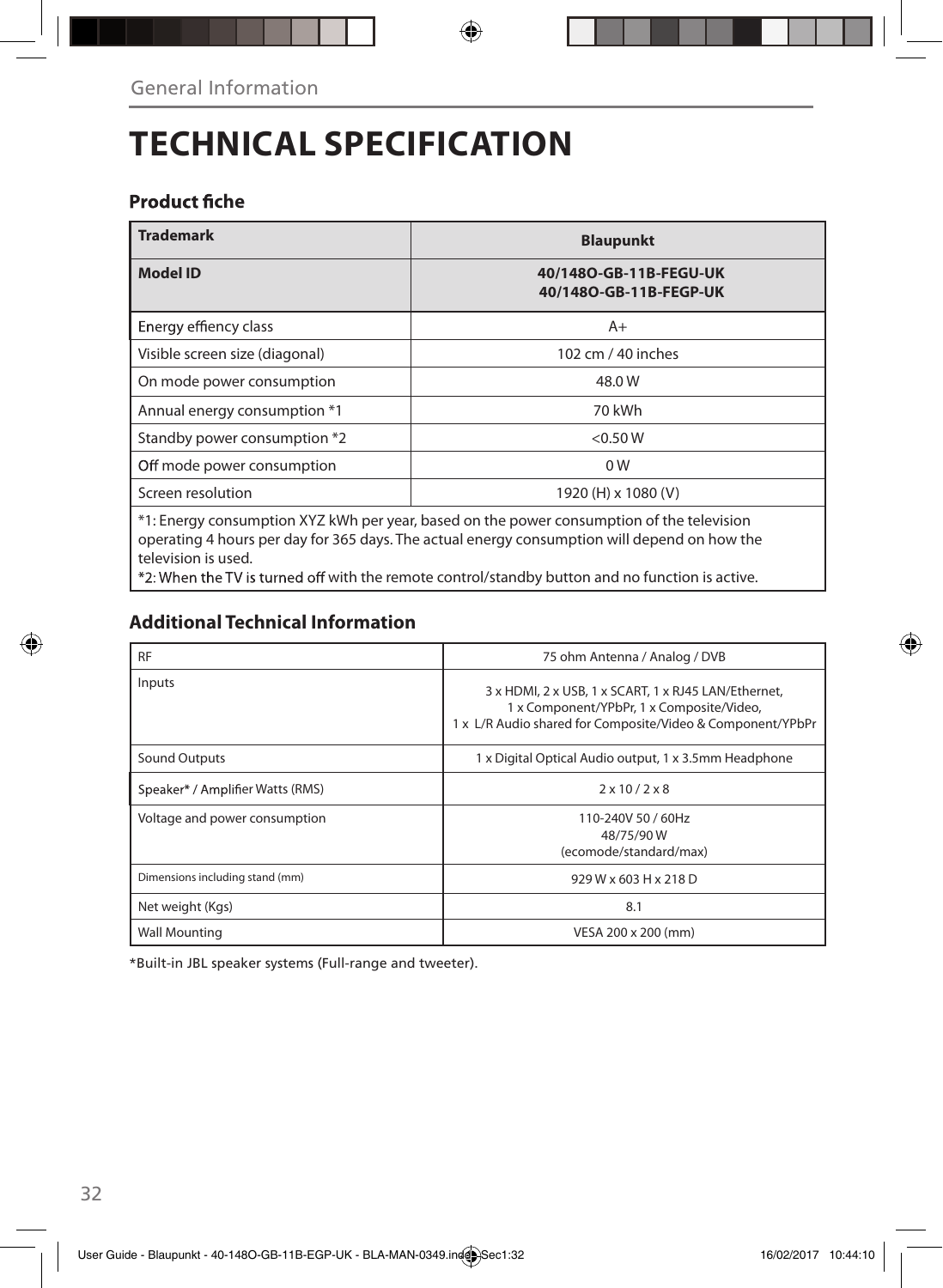General Information

# TECHNICAL SPECIFICATION

### Product fiche

| Trademark | Blaupunkt |
|---|---|
| Model ID | 40/148O-GB-11B-FEGU-UK<br>40/148O-GB-11B-FEGP-UK |
| Energy effiency class | A+ |
| Visible screen size (diagonal) | 102 cm / 40 inches |
| On mode power consumption | 48.0 W |
| Annual energy consumption *1 | 70 kWh |
| Standby power consumption *2 | <0.50 W |
| Off mode power consumption | 0 W |
| Screen resolution | 1920 (H) x 1080 (V) |

*1: Energy consumption XYZ kWh per year, based on the power consumption of the television operating 4 hours per day for 365 days. The actual energy consumption will depend on how the television is used.
*2: When the TV is turned off with the remote control/standby button and no function is active.

### Additional Technical Information

| | |
|---|---|
| RF | 75 ohm Antenna / Analog / DVB |
| Inputs | 3 x HDMI, 2 x USB, 1 x SCART, 1 x RJ45 LAN/Ethernet,<br>1 x Component/YPbPr, 1 x Composite/Video,<br>1 x L/R Audio shared for Composite/Video & Component/YPbPr |
| Sound Outputs | 1 x Digital Optical Audio output, 1 x 3.5mm Headphone |
| Speaker* / Amplifier Watts (RMS) | 2 x 10 / 2 x 8 |
| Voltage and power consumption | 110-240V 50 / 60Hz<br>48/75/90 W<br>(ecomode/standard/max) |
| Dimensions including stand (mm) | 929 W x 603 H x 218 D |
| Net weight (Kgs) | 8.1 |
| Wall Mounting | VESA 200 x 200 (mm) |

*Built-in JBL speaker systems (Full-range and tweeter).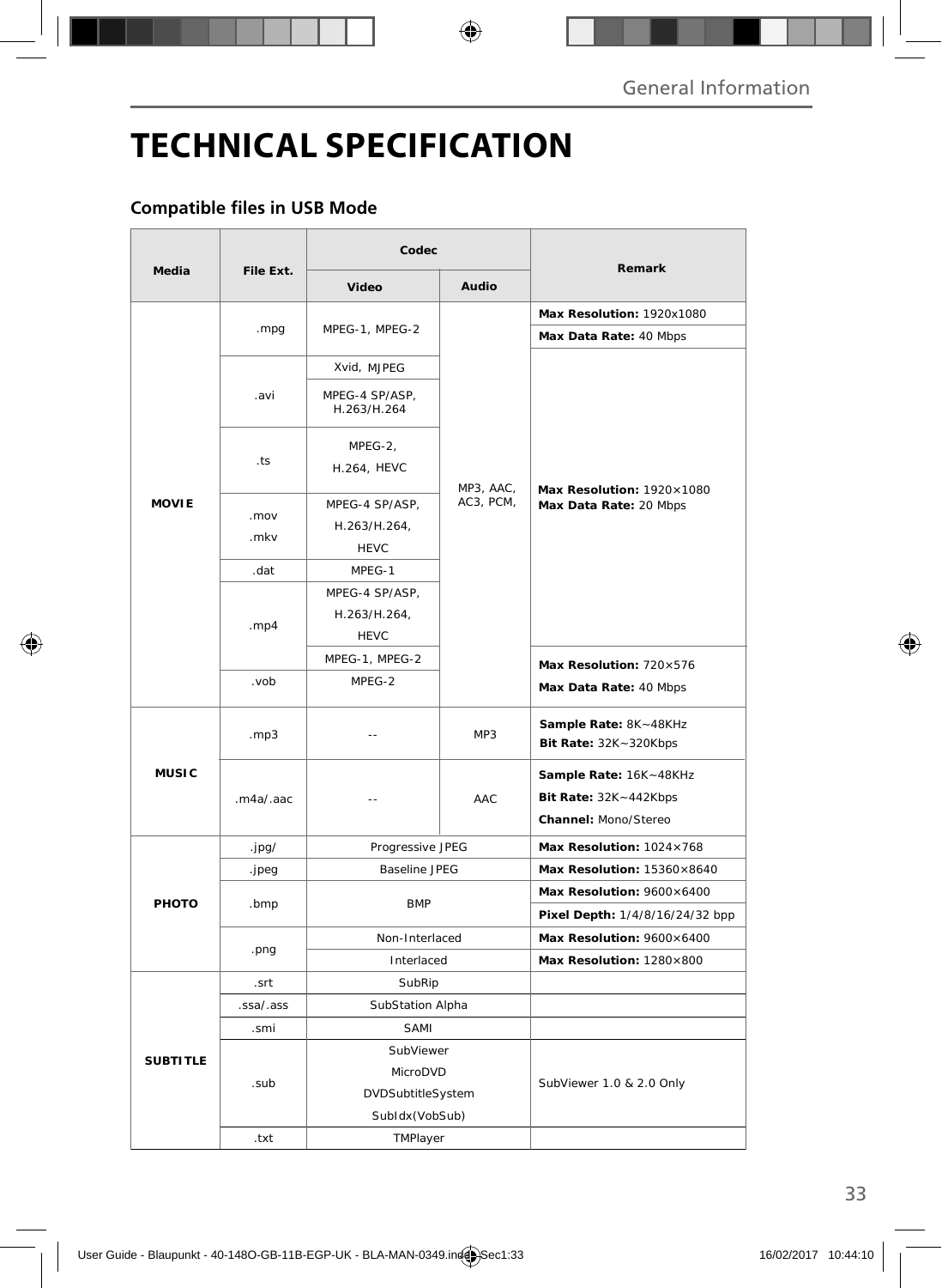# TECHNICAL SPECIFICATION

## Compatible files in USB Mode

| Media | File Ext. | Codec | | Remark |
|---|---|---|---|---|
| | | Video | Audio | |
| MOVIE | .mpg | MPEG-1, MPEG-2 | MP3, AAC, AC3, PCM, | **Max Resolution:** 1920x1080<br>**Max Data Rate:** 40 Mbps |
| | .avi | Xvid, MJPEG | | **Max Resolution:** 1920×1080<br>**Max Data Rate:** 20 Mbps |
| | | MPEG-4 SP/ASP, H.263/H.264 | | |
| | .ts | MPEG-2, H.264, HEVC | | |
| | .mov .mkv | MPEG-4 SP/ASP, H.263/H.264, HEVC | | |
| | .dat | MPEG-1 | | |
| | .mp4 | MPEG-4 SP/ASP, H.263/H.264, HEVC | | |
| | | MPEG-1, MPEG-2 | | **Max Resolution:** 720×576<br>**Max Data Rate:** 40 Mbps |
| | .vob | MPEG-2 | | |
| MUSIC | .mp3 | -- | MP3 | **Sample Rate:** 8K~48KHz<br>**Bit Rate:** 32K~320Kbps |
| | .m4a/.aac | -- | AAC | **Sample Rate:** 16K~48KHz<br>**Bit Rate:** 32K~442Kbps<br>**Channel:** Mono/Stereo |
| PHOTO | .jpg/ | Progressive JPEG | | **Max Resolution:** 1024×768 |
| | .jpeg | Baseline JPEG | | **Max Resolution:** 15360×8640 |
| | .bmp | BMP | | **Max Resolution:** 9600×6400<br>**Pixel Depth:** 1/4/8/16/24/32 bpp |
| | .png | Non-Interlaced | | **Max Resolution:** 9600×6400 |
| | | Interlaced | | **Max Resolution:** 1280×800 |
| SUBTITLE | .srt | SubRip | | |
| | .ssa/.ass | SubStation Alpha | | |
| | .smi | SAMI | | |
| | .sub | SubViewer<br>MicroDVD<br>DVDSubtitleSystem<br>SubIdx(VobSub) | | SubViewer 1.0 & 2.0 Only |
| | .txt | TMPlayer | | |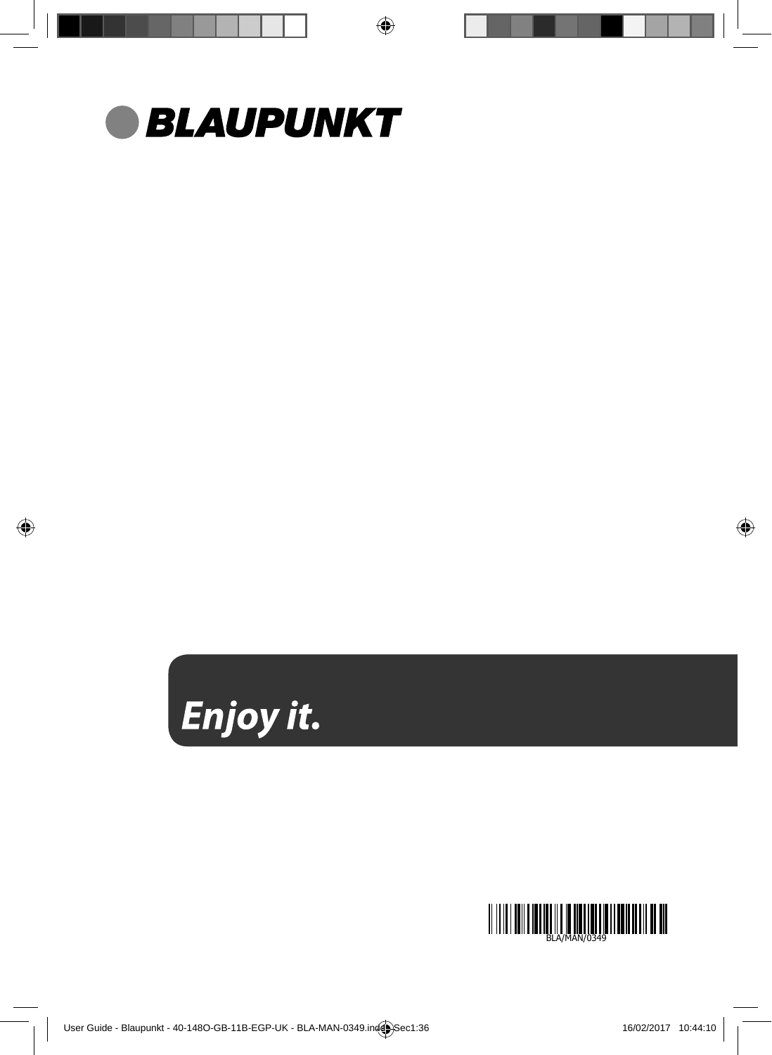BLAUPUNKT

Enjoy it.

BLA/MAN/0349